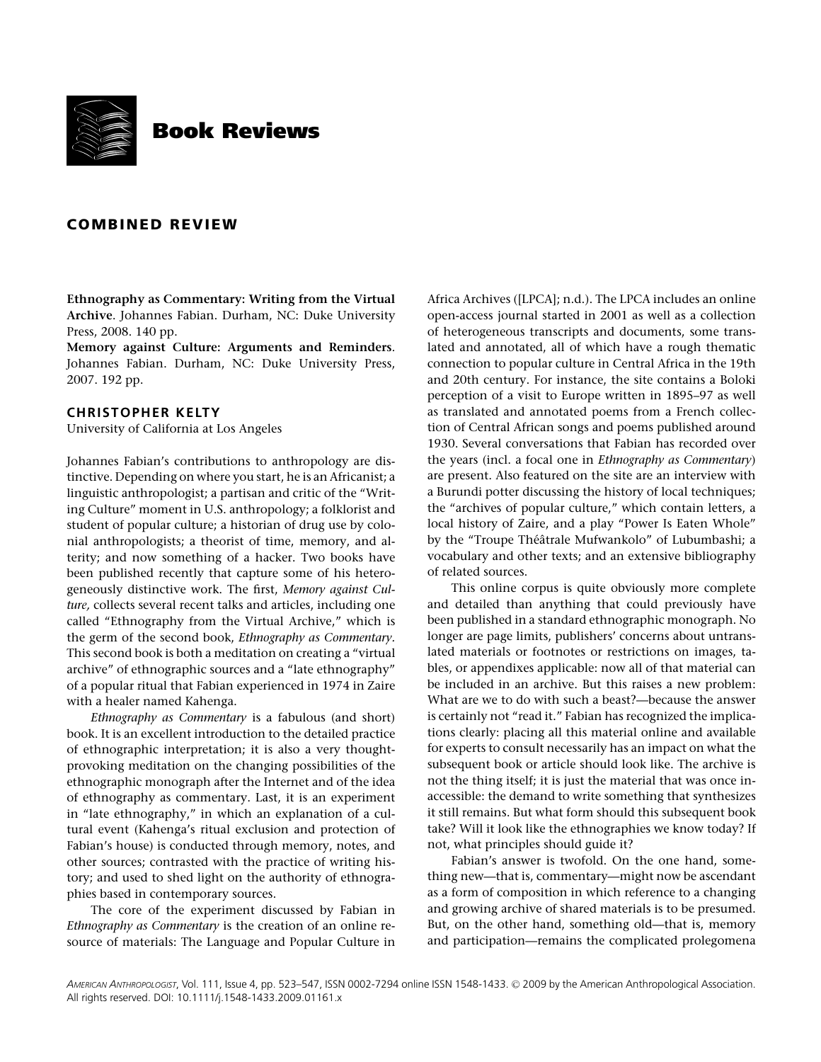# Book Reviews

## COMBINED REVIEW

**Ethnography as Commentary: Writing from the Virtual Archive**. Johannes Fabian. Durham, NC: Duke University Press, 2008. 140 pp.

**Memory against Culture: Arguments and Reminders**. Johannes Fabian. Durham, NC: Duke University Press, 2007. 192 pp.

### CHRISTOPHER KELTY

University of California at Los Angeles

Johannes Fabian's contributions to anthropology are distinctive. Depending on where you start, he is an Africanist; a linguistic anthropologist; a partisan and critic of the "Writing Culture" moment in U.S. anthropology; a folklorist and student of popular culture; a historian of drug use by colonial anthropologists; a theorist of time, memory, and alterity; and now something of a hacker. Two books have been published recently that capture some of his heterogeneously distinctive work. The first, *Memory against Culture,* collects several recent talks and articles, including one called "Ethnography from the Virtual Archive," which is the germ of the second book, *Ethnography as Commentary*. This second book is both a meditation on creating a "virtual archive" of ethnographic sources and a "late ethnography" of a popular ritual that Fabian experienced in 1974 in Zaire with a healer named Kahenga.

*Ethnography as Commentary* is a fabulous (and short) book. It is an excellent introduction to the detailed practice of ethnographic interpretation; it is also a very thought-provoking meditation on the changing possibilities of the ethnographic monograph after the Internet and of the idea of ethnography as commentary. Last, it is an experiment in "late ethnography," in which an explanation of a cultural event (Kahenga's ritual exclusion and protection of Fabian's house) is conducted through memory, notes, and other sources; contrasted with the practice of writing history; and used to shed light on the authority of ethnographies based in contemporary sources.

The core of the experiment discussed by Fabian in *Ethnography as Commentary* is the creation of an online resource of materials: The Language and Popular Culture in Africa Archives ([LPCA]; n.d.). The LPCA includes an online open-access journal started in 2001 as well as a collection of heterogeneous transcripts and documents, some translated and annotated, all of which have a rough thematic connection to popular culture in Central Africa in the 19th and 20th century. For instance, the site contains a Boloki perception of a visit to Europe written in 1895–97 as well as translated and annotated poems from a French collection of Central African songs and poems published around 1930. Several conversations that Fabian has recorded over the years (incl. a focal one in *Ethnography as Commentary*) are present. Also featured on the site are an interview with a Burundi potter discussing the history of local techniques; the "archives of popular culture," which contain letters, a local history of Zaire, and a play "Power Is Eaten Whole" by the "Troupe Théâtrale Mufwankolo" of Lubumbashi; a vocabulary and other texts; and an extensive bibliography of related sources.

This online corpus is quite obviously more complete and detailed than anything that could previously have been published in a standard ethnographic monograph. No longer are page limits, publishers' concerns about untranslated materials or footnotes or restrictions on images, tables, or appendixes applicable: now all of that material can be included in an archive. But this raises a new problem: What are we to do with such a beast?—because the answer is certainly not "read it." Fabian has recognized the implications clearly: placing all this material online and available for experts to consult necessarily has an impact on what the subsequent book or article should look like. The archive is not the thing itself; it is just the material that was once inaccessible: the demand to write something that synthesizes it still remains. But what form should this subsequent book take? Will it look like the ethnographies we know today? If not, what principles should guide it?

Fabian's answer is twofold. On the one hand, something new—that is, commentary—might now be ascendant as a form of composition in which reference to a changing and growing archive of shared materials is to be presumed. But, on the other hand, something old—that is, memory and participation—remains the complicated prolegomena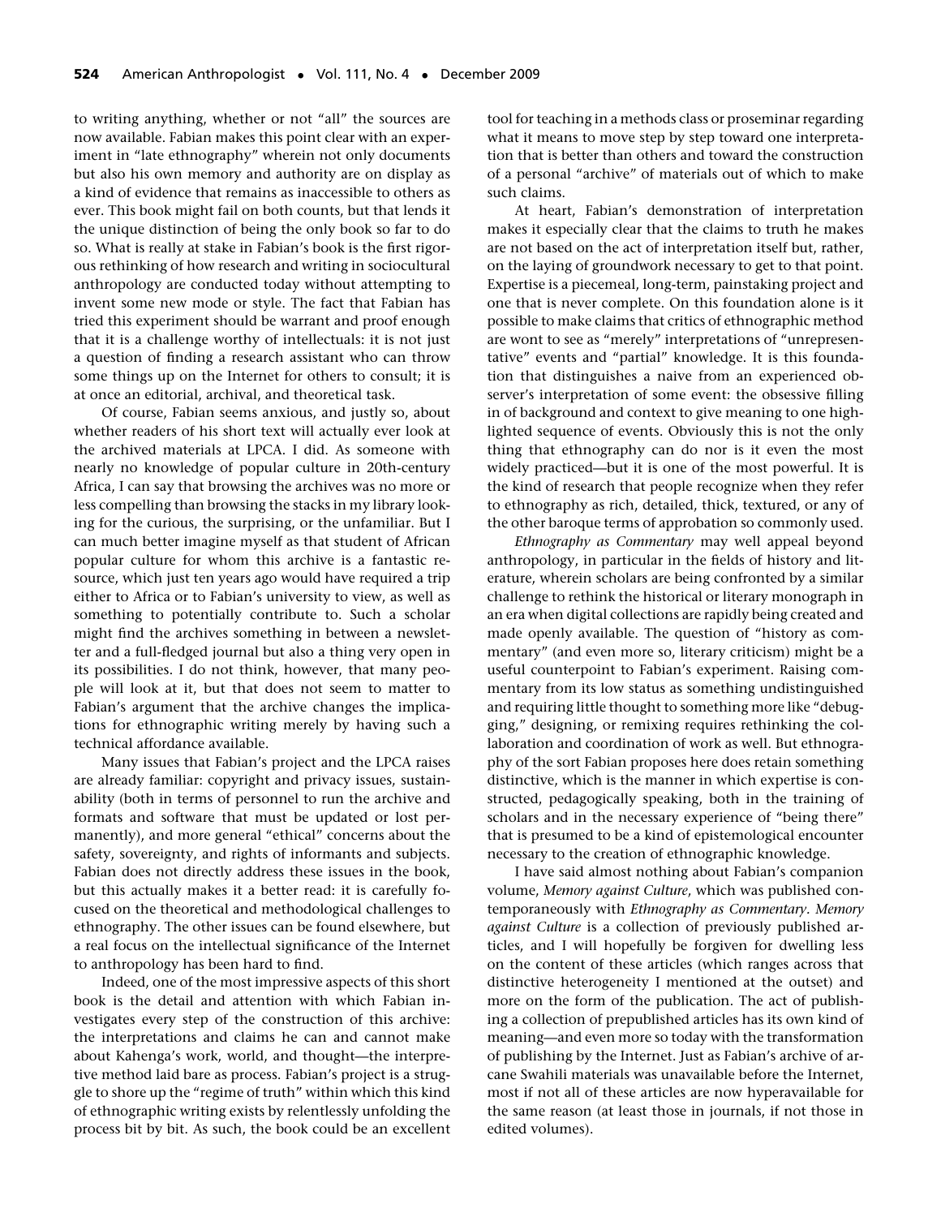to writing anything, whether or not "all" the sources are now available. Fabian makes this point clear with an experiment in "late ethnography" wherein not only documents but also his own memory and authority are on display as a kind of evidence that remains as inaccessible to others as ever. This book might fail on both counts, but that lends it the unique distinction of being the only book so far to do so. What is really at stake in Fabian's book is the first rigorous rethinking of how research and writing in sociocultural anthropology are conducted today without attempting to invent some new mode or style. The fact that Fabian has tried this experiment should be warrant and proof enough that it is a challenge worthy of intellectuals: it is not just a question of finding a research assistant who can throw some things up on the Internet for others to consult; it is at once an editorial, archival, and theoretical task.

Of course, Fabian seems anxious, and justly so, about whether readers of his short text will actually ever look at the archived materials at LPCA. I did. As someone with nearly no knowledge of popular culture in 20th-century Africa, I can say that browsing the archives was no more or less compelling than browsing the stacks in my library looking for the curious, the surprising, or the unfamiliar. But I can much better imagine myself as that student of African popular culture for whom this archive is a fantastic resource, which just ten years ago would have required a trip either to Africa or to Fabian's university to view, as well as something to potentially contribute to. Such a scholar might find the archives something in between a newsletter and a full-fledged journal but also a thing very open in its possibilities. I do not think, however, that many people will look at it, but that does not seem to matter to Fabian's argument that the archive changes the implications for ethnographic writing merely by having such a technical affordance available.

Many issues that Fabian's project and the LPCA raises are already familiar: copyright and privacy issues, sustainability (both in terms of personnel to run the archive and formats and software that must be updated or lost permanently), and more general "ethical" concerns about the safety, sovereignty, and rights of informants and subjects. Fabian does not directly address these issues in the book, but this actually makes it a better read: it is carefully focused on the theoretical and methodological challenges to ethnography. The other issues can be found elsewhere, but a real focus on the intellectual significance of the Internet to anthropology has been hard to find.

Indeed, one of the most impressive aspects of this short book is the detail and attention with which Fabian investigates every step of the construction of this archive: the interpretations and claims he can and cannot make about Kahenga's work, world, and thought—the interpretive method laid bare as process. Fabian's project is a struggle to shore up the "regime of truth" within which this kind of ethnographic writing exists by relentlessly unfolding the process bit by bit. As such, the book could be an excellent tool for teaching in a methods class or proseminar regarding what it means to move step by step toward one interpretation that is better than others and toward the construction of a personal "archive" of materials out of which to make such claims.

At heart, Fabian's demonstration of interpretation makes it especially clear that the claims to truth he makes are not based on the act of interpretation itself but, rather, on the laying of groundwork necessary to get to that point. Expertise is a piecemeal, long-term, painstaking project and one that is never complete. On this foundation alone is it possible to make claims that critics of ethnographic method are wont to see as "merely" interpretations of "unrepresentative" events and "partial" knowledge. It is this foundation that distinguishes a naive from an experienced observer's interpretation of some event: the obsessive filling in of background and context to give meaning to one highlighted sequence of events. Obviously this is not the only thing that ethnography can do nor is it even the most widely practiced—but it is one of the most powerful. It is the kind of research that people recognize when they refer to ethnography as rich, detailed, thick, textured, or any of the other baroque terms of approbation so commonly used.

*Ethnography as Commentary* may well appeal beyond anthropology, in particular in the fields of history and literature, wherein scholars are being confronted by a similar challenge to rethink the historical or literary monograph in an era when digital collections are rapidly being created and made openly available. The question of "history as commentary" (and even more so, literary criticism) might be a useful counterpoint to Fabian's experiment. Raising commentary from its low status as something undistinguished and requiring little thought to something more like "debugging," designing, or remixing requires rethinking the collaboration and coordination of work as well. But ethnography of the sort Fabian proposes here does retain something distinctive, which is the manner in which expertise is constructed, pedagogically speaking, both in the training of scholars and in the necessary experience of "being there" that is presumed to be a kind of epistemological encounter necessary to the creation of ethnographic knowledge.

I have said almost nothing about Fabian's companion volume, *Memory against Culture*, which was published contemporaneously with *Ethnography as Commentary*. *Memory against Culture* is a collection of previously published articles, and I will hopefully be forgiven for dwelling less on the content of these articles (which ranges across that distinctive heterogeneity I mentioned at the outset) and more on the form of the publication. The act of publishing a collection of prepublished articles has its own kind of meaning—and even more so today with the transformation of publishing by the Internet. Just as Fabian's archive of arcane Swahili materials was unavailable before the Internet, most if not all of these articles are now hyperavailable for the same reason (at least those in journals, if not those in edited volumes).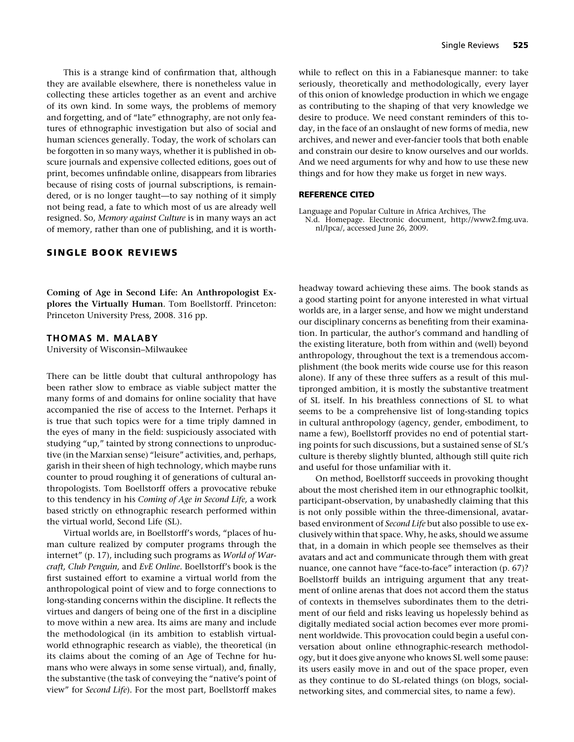This is a strange kind of confirmation that, although they are available elsewhere, there is nonetheless value in collecting these articles together as an event and archive of its own kind. In some ways, the problems of memory and forgetting, and of "late" ethnography, are not only features of ethnographic investigation but also of social and human sciences generally. Today, the work of scholars can be forgotten in so many ways, whether it is published in obscure journals and expensive collected editions, goes out of print, becomes unfindable online, disappears from libraries because of rising costs of journal subscriptions, is remaindered, or is no longer taught—to say nothing of it simply not being read, a fate to which most of us are already well resigned. So, *Memory against Culture* is in many ways an act of memory, rather than one of publishing, and it is worthwhile to reflect on this in a Fabianesque manner: to take seriously, theoretically and methodologically, every layer of this onion of knowledge production in which we engage as contributing to the shaping of that very knowledge we desire to produce. We need constant reminders of this today, in the face of an onslaught of new forms of media, new archives, and newer and ever-fancier tools that both enable and constrain our desire to know ourselves and our worlds. And we need arguments for why and how to use these new things and for how they make us forget in new ways.

### REFERENCE CITED

Language and Popular Culture in Africa Archives, The
N.d. Homepage. Electronic document, http://www2.fmg.uva.nl/lpca/, accessed June 26, 2009.

## SINGLE BOOK REVIEWS

**Coming of Age in Second Life: An Anthropologist Explores the Virtually Human**. Tom Boellstorff. Princeton: Princeton University Press, 2008. 316 pp.

### THOMAS M. MALABY

University of Wisconsin–Milwaukee

There can be little doubt that cultural anthropology has been rather slow to embrace as viable subject matter the many forms of and domains for online sociality that have accompanied the rise of access to the Internet. Perhaps it is true that such topics were for a time triply damned in the eyes of many in the field: suspiciously associated with studying "up," tainted by strong connections to unproductive (in the Marxian sense) "leisure" activities, and, perhaps, garish in their sheen of high technology, which maybe runs counter to proud roughing it of generations of cultural anthropologists. Tom Boellstorff offers a provocative rebuke to this tendency in his *Coming of Age in Second Life,* a work based strictly on ethnographic research performed within the virtual world, Second Life (SL).

Virtual worlds are, in Boellstorff's words, "places of human culture realized by computer programs through the internet" (p. 17), including such programs as *World of Warcraft, Club Penguin,* and *EvE Online*. Boellstorff's book is the first sustained effort to examine a virtual world from the anthropological point of view and to forge connections to long-standing concerns within the discipline. It reflects the virtues and dangers of being one of the first in a discipline to move within a new area. Its aims are many and include the methodological (in its ambition to establish virtual-world ethnographic research as viable), the theoretical (in its claims about the coming of an Age of Techne for humans who were always in some sense virtual), and, finally, the substantive (the task of conveying the "native's point of view" for *Second Life*). For the most part, Boellstorff makes headway toward achieving these aims. The book stands as a good starting point for anyone interested in what virtual worlds are, in a larger sense, and how we might understand our disciplinary concerns as benefiting from their examination. In particular, the author's command and handling of the existing literature, both from within and (well) beyond anthropology, throughout the text is a tremendous accomplishment (the book merits wide course use for this reason alone). If any of these three suffers as a result of this multipronged ambition, it is mostly the substantive treatment of SL itself. In his breathless connections of SL to what seems to be a comprehensive list of long-standing topics in cultural anthropology (agency, gender, embodiment, to name a few), Boellstorff provides no end of potential starting points for such discussions, but a sustained sense of SL's culture is thereby slightly blunted, although still quite rich and useful for those unfamiliar with it.

On method, Boellstorff succeeds in provoking thought about the most cherished item in our ethnographic toolkit, participant-observation, by unabashedly claiming that this is not only possible within the three-dimensional, avatar-based environment of *Second Life* but also possible to use exclusively within that space. Why, he asks, should we assume that, in a domain in which people see themselves as their avatars and act and communicate through them with great nuance, one cannot have "face-to-face" interaction (p. 67)? Boellstorff builds an intriguing argument that any treatment of online arenas that does not accord them the status of contexts in themselves subordinates them to the detriment of our field and risks leaving us hopelessly behind as digitally mediated social action becomes ever more prominent worldwide. This provocation could begin a useful conversation about online ethnographic-research methodology, but it does give anyone who knows SL well some pause: its users easily move in and out of the space proper, even as they continue to do SL-related things (on blogs, social-networking sites, and commercial sites, to name a few).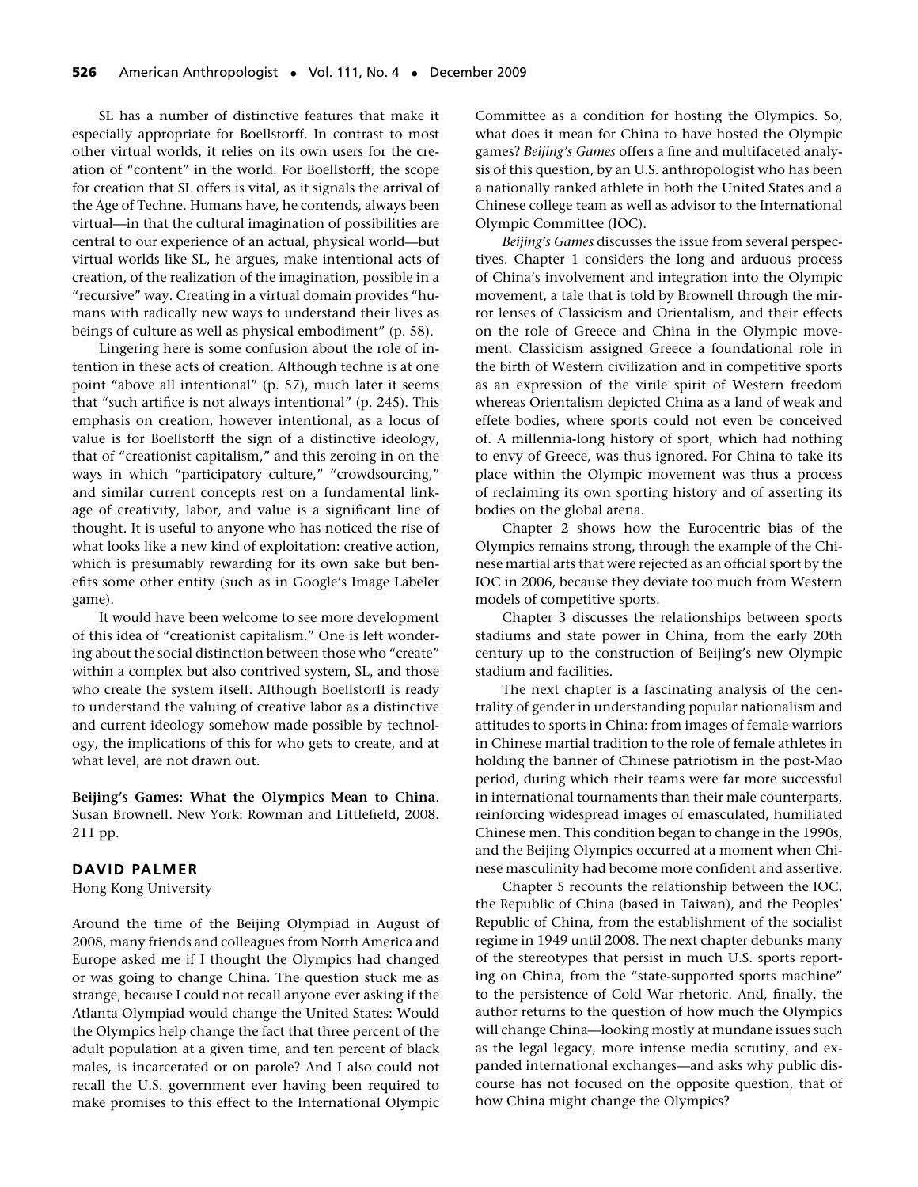SL has a number of distinctive features that make it especially appropriate for Boellstorff. In contrast to most other virtual worlds, it relies on its own users for the creation of "content" in the world. For Boellstorff, the scope for creation that SL offers is vital, as it signals the arrival of the Age of Techne. Humans have, he contends, always been virtual—in that the cultural imagination of possibilities are central to our experience of an actual, physical world—but virtual worlds like SL, he argues, make intentional acts of creation, of the realization of the imagination, possible in a "recursive" way. Creating in a virtual domain provides "humans with radically new ways to understand their lives as beings of culture as well as physical embodiment" (p. 58).

Lingering here is some confusion about the role of intention in these acts of creation. Although techne is at one point "above all intentional" (p. 57), much later it seems that "such artifice is not always intentional" (p. 245). This emphasis on creation, however intentional, as a locus of value is for Boellstorff the sign of a distinctive ideology, that of "creationist capitalism," and this zeroing in on the ways in which "participatory culture," "crowdsourcing," and similar current concepts rest on a fundamental linkage of creativity, labor, and value is a significant line of thought. It is useful to anyone who has noticed the rise of what looks like a new kind of exploitation: creative action, which is presumably rewarding for its own sake but benefits some other entity (such as in Google's Image Labeler game).

It would have been welcome to see more development of this idea of "creationist capitalism." One is left wondering about the social distinction between those who "create" within a complex but also contrived system, SL, and those who create the system itself. Although Boellstorff is ready to understand the valuing of creative labor as a distinctive and current ideology somehow made possible by technology, the implications of this for who gets to create, and at what level, are not drawn out.

**Beijing's Games: What the Olympics Mean to China**. Susan Brownell. New York: Rowman and Littlefield, 2008. 211 pp.

## DAVID PALMER

Hong Kong University

Around the time of the Beijing Olympiad in August of 2008, many friends and colleagues from North America and Europe asked me if I thought the Olympics had changed or was going to change China. The question stuck me as strange, because I could not recall anyone ever asking if the Atlanta Olympiad would change the United States: Would the Olympics help change the fact that three percent of the adult population at a given time, and ten percent of black males, is incarcerated or on parole? And I also could not recall the U.S. government ever having been required to make promises to this effect to the International Olympic Committee as a condition for hosting the Olympics. So, what does it mean for China to have hosted the Olympic games? *Beijing's Games* offers a fine and multifaceted analysis of this question, by an U.S. anthropologist who has been a nationally ranked athlete in both the United States and a Chinese college team as well as advisor to the International Olympic Committee (IOC).

*Beijing's Games* discusses the issue from several perspectives. Chapter 1 considers the long and arduous process of China's involvement and integration into the Olympic movement, a tale that is told by Brownell through the mirror lenses of Classicism and Orientalism, and their effects on the role of Greece and China in the Olympic movement. Classicism assigned Greece a foundational role in the birth of Western civilization and in competitive sports as an expression of the virile spirit of Western freedom whereas Orientalism depicted China as a land of weak and effete bodies, where sports could not even be conceived of. A millennia-long history of sport, which had nothing to envy of Greece, was thus ignored. For China to take its place within the Olympic movement was thus a process of reclaiming its own sporting history and of asserting its bodies on the global arena.

Chapter 2 shows how the Eurocentric bias of the Olympics remains strong, through the example of the Chinese martial arts that were rejected as an official sport by the IOC in 2006, because they deviate too much from Western models of competitive sports.

Chapter 3 discusses the relationships between sports stadiums and state power in China, from the early 20th century up to the construction of Beijing's new Olympic stadium and facilities.

The next chapter is a fascinating analysis of the centrality of gender in understanding popular nationalism and attitudes to sports in China: from images of female warriors in Chinese martial tradition to the role of female athletes in holding the banner of Chinese patriotism in the post-Mao period, during which their teams were far more successful in international tournaments than their male counterparts, reinforcing widespread images of emasculated, humiliated Chinese men. This condition began to change in the 1990s, and the Beijing Olympics occurred at a moment when Chinese masculinity had become more confident and assertive.

Chapter 5 recounts the relationship between the IOC, the Republic of China (based in Taiwan), and the Peoples' Republic of China, from the establishment of the socialist regime in 1949 until 2008. The next chapter debunks many of the stereotypes that persist in much U.S. sports reporting on China, from the "state-supported sports machine" to the persistence of Cold War rhetoric. And, finally, the author returns to the question of how much the Olympics will change China—looking mostly at mundane issues such as the legal legacy, more intense media scrutiny, and expanded international exchanges—and asks why public discourse has not focused on the opposite question, that of how China might change the Olympics?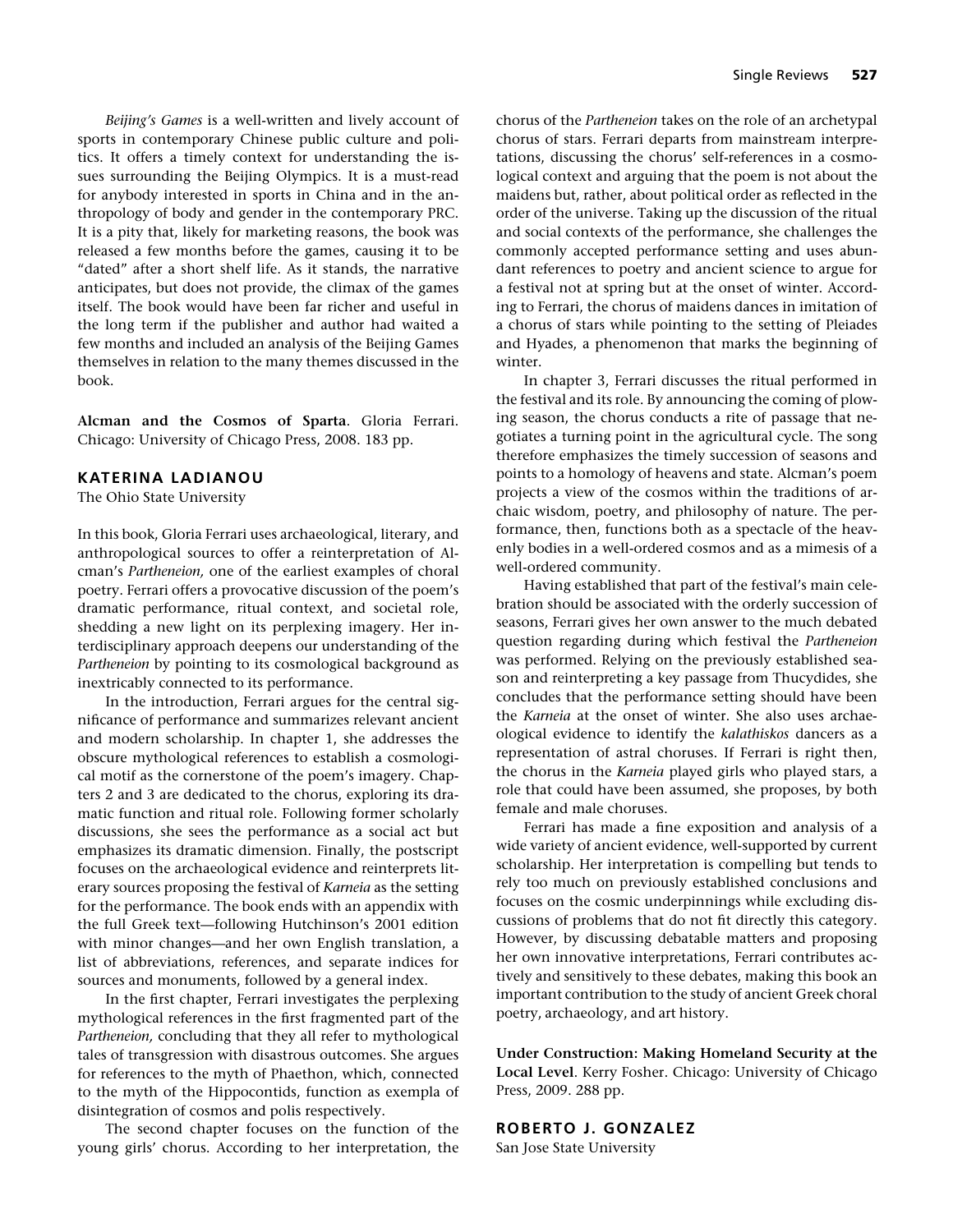*Beijing's Games* is a well-written and lively account of sports in contemporary Chinese public culture and politics. It offers a timely context for understanding the issues surrounding the Beijing Olympics. It is a must-read for anybody interested in sports in China and in the anthropology of body and gender in the contemporary PRC. It is a pity that, likely for marketing reasons, the book was released a few months before the games, causing it to be "dated" after a short shelf life. As it stands, the narrative anticipates, but does not provide, the climax of the games itself. The book would have been far richer and useful in the long term if the publisher and author had waited a few months and included an analysis of the Beijing Games themselves in relation to the many themes discussed in the book.

**Alcman and the Cosmos of Sparta**. Gloria Ferrari. Chicago: University of Chicago Press, 2008. 183 pp.

### KATERINA LADIANOU

The Ohio State University

In this book, Gloria Ferrari uses archaeological, literary, and anthropological sources to offer a reinterpretation of Alcman's *Partheneion,* one of the earliest examples of choral poetry. Ferrari offers a provocative discussion of the poem's dramatic performance, ritual context, and societal role, shedding a new light on its perplexing imagery. Her interdisciplinary approach deepens our understanding of the *Partheneion* by pointing to its cosmological background as inextricably connected to its performance.

In the introduction, Ferrari argues for the central significance of performance and summarizes relevant ancient and modern scholarship. In chapter 1, she addresses the obscure mythological references to establish a cosmological motif as the cornerstone of the poem's imagery. Chapters 2 and 3 are dedicated to the chorus, exploring its dramatic function and ritual role. Following former scholarly discussions, she sees the performance as a social act but emphasizes its dramatic dimension. Finally, the postscript focuses on the archaeological evidence and reinterprets literary sources proposing the festival of *Karneia* as the setting for the performance. The book ends with an appendix with the full Greek text—following Hutchinson's 2001 edition with minor changes—and her own English translation, a list of abbreviations, references, and separate indices for sources and monuments, followed by a general index.

In the first chapter, Ferrari investigates the perplexing mythological references in the first fragmented part of the *Partheneion,* concluding that they all refer to mythological tales of transgression with disastrous outcomes. She argues for references to the myth of Phaethon, which, connected to the myth of the Hippocontids, function as exempla of disintegration of cosmos and polis respectively.

The second chapter focuses on the function of the young girls' chorus. According to her interpretation, the chorus of the *Partheneion* takes on the role of an archetypal chorus of stars. Ferrari departs from mainstream interpretations, discussing the chorus' self-references in a cosmological context and arguing that the poem is not about the maidens but, rather, about political order as reflected in the order of the universe. Taking up the discussion of the ritual and social contexts of the performance, she challenges the commonly accepted performance setting and uses abundant references to poetry and ancient science to argue for a festival not at spring but at the onset of winter. According to Ferrari, the chorus of maidens dances in imitation of a chorus of stars while pointing to the setting of Pleiades and Hyades, a phenomenon that marks the beginning of winter.

In chapter 3, Ferrari discusses the ritual performed in the festival and its role. By announcing the coming of plowing season, the chorus conducts a rite of passage that negotiates a turning point in the agricultural cycle. The song therefore emphasizes the timely succession of seasons and points to a homology of heavens and state. Alcman's poem projects a view of the cosmos within the traditions of archaic wisdom, poetry, and philosophy of nature. The performance, then, functions both as a spectacle of the heavenly bodies in a well-ordered cosmos and as a mimesis of a well-ordered community.

Having established that part of the festival's main celebration should be associated with the orderly succession of seasons, Ferrari gives her own answer to the much debated question regarding during which festival the *Partheneion* was performed. Relying on the previously established season and reinterpreting a key passage from Thucydides, she concludes that the performance setting should have been the *Karneia* at the onset of winter. She also uses archaeological evidence to identify the *kalathiskos* dancers as a representation of astral choruses. If Ferrari is right then, the chorus in the *Karneia* played girls who played stars, a role that could have been assumed, she proposes, by both female and male choruses.

Ferrari has made a fine exposition and analysis of a wide variety of ancient evidence, well-supported by current scholarship. Her interpretation is compelling but tends to rely too much on previously established conclusions and focuses on the cosmic underpinnings while excluding discussions of problems that do not fit directly this category. However, by discussing debatable matters and proposing her own innovative interpretations, Ferrari contributes actively and sensitively to these debates, making this book an important contribution to the study of ancient Greek choral poetry, archaeology, and art history.

**Under Construction: Making Homeland Security at the Local Level**. Kerry Fosher. Chicago: University of Chicago Press, 2009. 288 pp.

### ROBERTO J. GONZALEZ

San Jose State University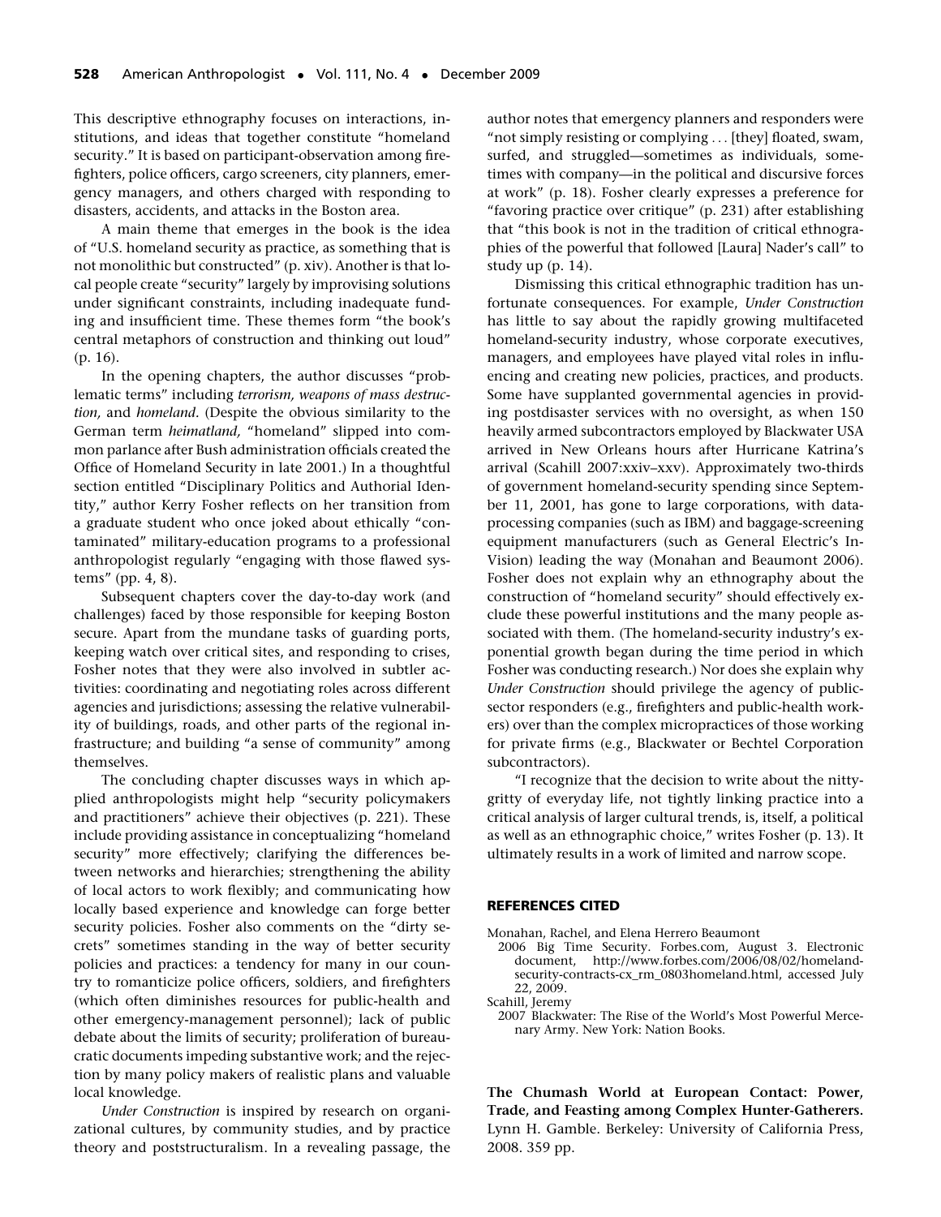This descriptive ethnography focuses on interactions, institutions, and ideas that together constitute "homeland security." It is based on participant-observation among firefighters, police officers, cargo screeners, city planners, emergency managers, and others charged with responding to disasters, accidents, and attacks in the Boston area.

A main theme that emerges in the book is the idea of "U.S. homeland security as practice, as something that is not monolithic but constructed" (p. xiv). Another is that local people create "security" largely by improvising solutions under significant constraints, including inadequate funding and insufficient time. These themes form "the book's central metaphors of construction and thinking out loud" (p. 16).

In the opening chapters, the author discusses "problematic terms" including *terrorism, weapons of mass destruction,* and *homeland*. (Despite the obvious similarity to the German term *heimatland,* "homeland" slipped into common parlance after Bush administration officials created the Office of Homeland Security in late 2001.) In a thoughtful section entitled "Disciplinary Politics and Authorial Identity," author Kerry Fosher reflects on her transition from a graduate student who once joked about ethically "contaminated" military-education programs to a professional anthropologist regularly "engaging with those flawed systems" (pp. 4, 8).

Subsequent chapters cover the day-to-day work (and challenges) faced by those responsible for keeping Boston secure. Apart from the mundane tasks of guarding ports, keeping watch over critical sites, and responding to crises, Fosher notes that they were also involved in subtler activities: coordinating and negotiating roles across different agencies and jurisdictions; assessing the relative vulnerability of buildings, roads, and other parts of the regional infrastructure; and building "a sense of community" among themselves.

The concluding chapter discusses ways in which applied anthropologists might help "security policymakers and practitioners" achieve their objectives (p. 221). These include providing assistance in conceptualizing "homeland security" more effectively; clarifying the differences between networks and hierarchies; strengthening the ability of local actors to work flexibly; and communicating how locally based experience and knowledge can forge better security policies. Fosher also comments on the "dirty secrets" sometimes standing in the way of better security policies and practices: a tendency for many in our country to romanticize police officers, soldiers, and firefighters (which often diminishes resources for public-health and other emergency-management personnel); lack of public debate about the limits of security; proliferation of bureaucratic documents impeding substantive work; and the rejection by many policy makers of realistic plans and valuable local knowledge.

*Under Construction* is inspired by research on organizational cultures, by community studies, and by practice theory and poststructuralism. In a revealing passage, the author notes that emergency planners and responders were "not simply resisting or complying . . . [they] floated, swam, surfed, and struggled—sometimes as individuals, sometimes with company—in the political and discursive forces at work" (p. 18). Fosher clearly expresses a preference for "favoring practice over critique" (p. 231) after establishing that "this book is not in the tradition of critical ethnographies of the powerful that followed [Laura] Nader's call" to study up (p. 14).

Dismissing this critical ethnographic tradition has unfortunate consequences. For example, *Under Construction* has little to say about the rapidly growing multifaceted homeland-security industry, whose corporate executives, managers, and employees have played vital roles in influencing and creating new policies, practices, and products. Some have supplanted governmental agencies in providing postdisaster services with no oversight, as when 150 heavily armed subcontractors employed by Blackwater USA arrived in New Orleans hours after Hurricane Katrina's arrival (Scahill 2007:xxiv–xxv). Approximately two-thirds of government homeland-security spending since September 11, 2001, has gone to large corporations, with data-processing companies (such as IBM) and baggage-screening equipment manufacturers (such as General Electric's In-Vision) leading the way (Monahan and Beaumont 2006). Fosher does not explain why an ethnography about the construction of "homeland security" should effectively exclude these powerful institutions and the many people associated with them. (The homeland-security industry's exponential growth began during the time period in which Fosher was conducting research.) Nor does she explain why *Under Construction* should privilege the agency of public-sector responders (e.g., firefighters and public-health workers) over than the complex micropractices of those working for private firms (e.g., Blackwater or Bechtel Corporation subcontractors).

"I recognize that the decision to write about the nitty-gritty of everyday life, not tightly linking practice into a critical analysis of larger cultural trends, is, itself, a political as well as an ethnographic choice," writes Fosher (p. 13). It ultimately results in a work of limited and narrow scope.

## REFERENCES CITED

Monahan, Rachel, and Elena Herrero Beaumont
2006 Big Time Security. Forbes.com, August 3. Electronic document, http://www.forbes.com/2006/08/02/homeland-security-contracts-cx_rm_0803homeland.html, accessed July 22, 2009.

Scahill, Jeremy
2007 Blackwater: The Rise of the World's Most Powerful Mercenary Army. New York: Nation Books.

**The Chumash World at European Contact: Power, Trade, and Feasting among Complex Hunter-Gatherers.** Lynn H. Gamble. Berkeley: University of California Press, 2008. 359 pp.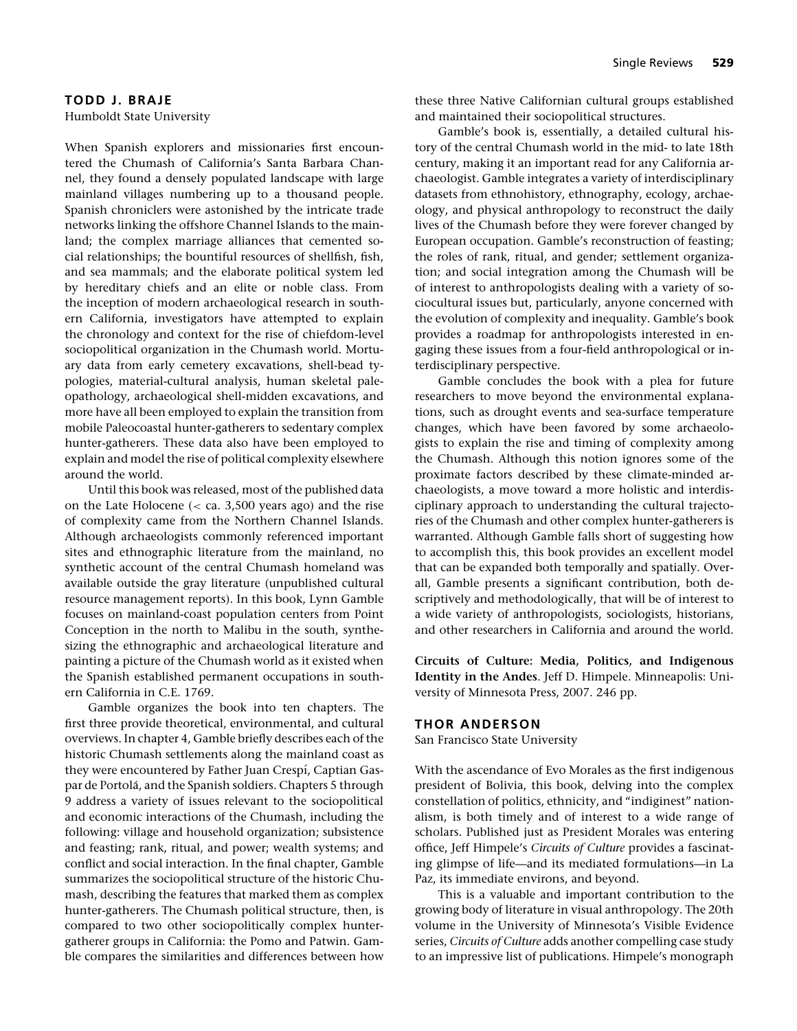## TODD J. BRAJE

Humboldt State University

When Spanish explorers and missionaries first encountered the Chumash of California's Santa Barbara Channel, they found a densely populated landscape with large mainland villages numbering up to a thousand people. Spanish chroniclers were astonished by the intricate trade networks linking the offshore Channel Islands to the mainland; the complex marriage alliances that cemented social relationships; the bountiful resources of shellfish, fish, and sea mammals; and the elaborate political system led by hereditary chiefs and an elite or noble class. From the inception of modern archaeological research in southern California, investigators have attempted to explain the chronology and context for the rise of chiefdom-level sociopolitical organization in the Chumash world. Mortuary data from early cemetery excavations, shell-bead typologies, material-cultural analysis, human skeletal paleopathology, archaeological shell-midden excavations, and more have all been employed to explain the transition from mobile Paleocoastal hunter-gatherers to sedentary complex hunter-gatherers. These data also have been employed to explain and model the rise of political complexity elsewhere around the world.

Until this book was released, most of the published data on the Late Holocene (< ca. 3,500 years ago) and the rise of complexity came from the Northern Channel Islands. Although archaeologists commonly referenced important sites and ethnographic literature from the mainland, no synthetic account of the central Chumash homeland was available outside the gray literature (unpublished cultural resource management reports). In this book, Lynn Gamble focuses on mainland-coast population centers from Point Conception in the north to Malibu in the south, synthesizing the ethnographic and archaeological literature and painting a picture of the Chumash world as it existed when the Spanish established permanent occupations in southern California in C.E. 1769.

Gamble organizes the book into ten chapters. The first three provide theoretical, environmental, and cultural overviews. In chapter 4, Gamble briefly describes each of the historic Chumash settlements along the mainland coast as they were encountered by Father Juan Crespí, Captian Gaspar de Portolá, and the Spanish soldiers. Chapters 5 through 9 address a variety of issues relevant to the sociopolitical and economic interactions of the Chumash, including the following: village and household organization; subsistence and feasting; rank, ritual, and power; wealth systems; and conflict and social interaction. In the final chapter, Gamble summarizes the sociopolitical structure of the historic Chumash, describing the features that marked them as complex hunter-gatherers. The Chumash political structure, then, is compared to two other sociopolitically complex hunter-gatherer groups in California: the Pomo and Patwin. Gamble compares the similarities and differences between how these three Native Californian cultural groups established and maintained their sociopolitical structures.

Gamble's book is, essentially, a detailed cultural history of the central Chumash world in the mid- to late 18th century, making it an important read for any California archaeologist. Gamble integrates a variety of interdisciplinary datasets from ethnohistory, ethnography, ecology, archaeology, and physical anthropology to reconstruct the daily lives of the Chumash before they were forever changed by European occupation. Gamble's reconstruction of feasting; the roles of rank, ritual, and gender; settlement organization; and social integration among the Chumash will be of interest to anthropologists dealing with a variety of sociocultural issues but, particularly, anyone concerned with the evolution of complexity and inequality. Gamble's book provides a roadmap for anthropologists interested in engaging these issues from a four-field anthropological or interdisciplinary perspective.

Gamble concludes the book with a plea for future researchers to move beyond the environmental explanations, such as drought events and sea-surface temperature changes, which have been favored by some archaeologists to explain the rise and timing of complexity among the Chumash. Although this notion ignores some of the proximate factors described by these climate-minded archaeologists, a move toward a more holistic and interdisciplinary approach to understanding the cultural trajectories of the Chumash and other complex hunter-gatherers is warranted. Although Gamble falls short of suggesting how to accomplish this, this book provides an excellent model that can be expanded both temporally and spatially. Overall, Gamble presents a significant contribution, both descriptively and methodologically, that will be of interest to a wide variety of anthropologists, sociologists, historians, and other researchers in California and around the world.

**Circuits of Culture: Media, Politics, and Indigenous Identity in the Andes**. Jeff D. Himpele. Minneapolis: University of Minnesota Press, 2007. 246 pp.

## THOR ANDERSON

San Francisco State University

With the ascendance of Evo Morales as the first indigenous president of Bolivia, this book, delving into the complex constellation of politics, ethnicity, and "indiginest" nationalism, is both timely and of interest to a wide range of scholars. Published just as President Morales was entering office, Jeff Himpele's *Circuits of Culture* provides a fascinating glimpse of life—and its mediated formulations—in La Paz, its immediate environs, and beyond.

This is a valuable and important contribution to the growing body of literature in visual anthropology. The 20th volume in the University of Minnesota's Visible Evidence series, *Circuits of Culture* adds another compelling case study to an impressive list of publications. Himpele's monograph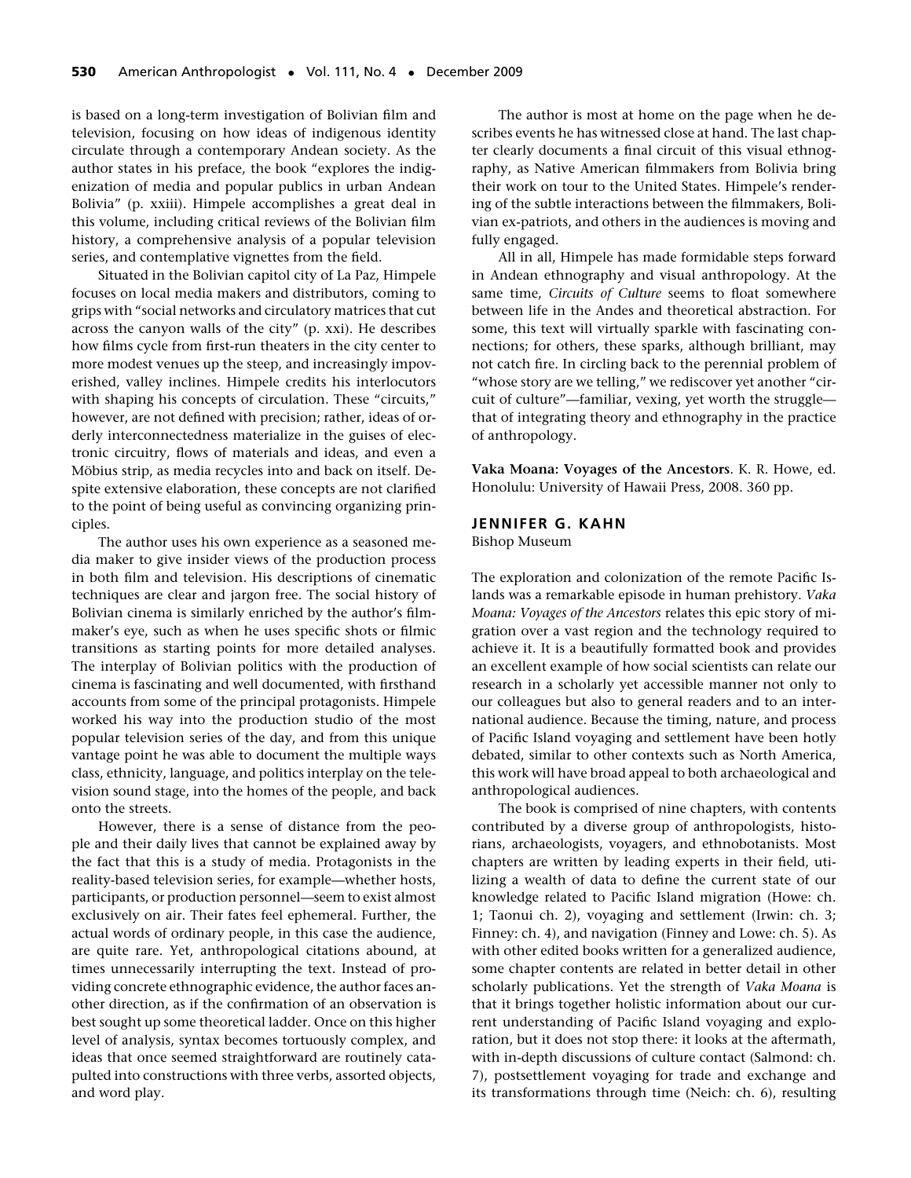is based on a long-term investigation of Bolivian film and television, focusing on how ideas of indigenous identity circulate through a contemporary Andean society. As the author states in his preface, the book "explores the indigenization of media and popular publics in urban Andean Bolivia" (p. xxiii). Himpele accomplishes a great deal in this volume, including critical reviews of the Bolivian film history, a comprehensive analysis of a popular television series, and contemplative vignettes from the field.

Situated in the Bolivian capitol city of La Paz, Himpele focuses on local media makers and distributors, coming to grips with "social networks and circulatory matrices that cut across the canyon walls of the city" (p. xxi). He describes how films cycle from first-run theaters in the city center to more modest venues up the steep, and increasingly impoverished, valley inclines. Himpele credits his interlocutors with shaping his concepts of circulation. These "circuits," however, are not defined with precision; rather, ideas of orderly interconnectedness materialize in the guises of electronic circuitry, flows of materials and ideas, and even a Möbius strip, as media recycles into and back on itself. Despite extensive elaboration, these concepts are not clarified to the point of being useful as convincing organizing principles.

The author uses his own experience as a seasoned media maker to give insider views of the production process in both film and television. His descriptions of cinematic techniques are clear and jargon free. The social history of Bolivian cinema is similarly enriched by the author's filmmaker's eye, such as when he uses specific shots or filmic transitions as starting points for more detailed analyses. The interplay of Bolivian politics with the production of cinema is fascinating and well documented, with firsthand accounts from some of the principal protagonists. Himpele worked his way into the production studio of the most popular television series of the day, and from this unique vantage point he was able to document the multiple ways class, ethnicity, language, and politics interplay on the television sound stage, into the homes of the people, and back onto the streets.

However, there is a sense of distance from the people and their daily lives that cannot be explained away by the fact that this is a study of media. Protagonists in the reality-based television series, for example—whether hosts, participants, or production personnel—seem to exist almost exclusively on air. Their fates feel ephemeral. Further, the actual words of ordinary people, in this case the audience, are quite rare. Yet, anthropological citations abound, at times unnecessarily interrupting the text. Instead of providing concrete ethnographic evidence, the author faces another direction, as if the confirmation of an observation is best sought up some theoretical ladder. Once on this higher level of analysis, syntax becomes tortuously complex, and ideas that once seemed straightforward are routinely catapulted into constructions with three verbs, assorted objects, and word play.

The author is most at home on the page when he describes events he has witnessed close at hand. The last chapter clearly documents a final circuit of this visual ethnography, as Native American filmmakers from Bolivia bring their work on tour to the United States. Himpele's rendering of the subtle interactions between the filmmakers, Bolivian ex-patriots, and others in the audiences is moving and fully engaged.

All in all, Himpele has made formidable steps forward in Andean ethnography and visual anthropology. At the same time, *Circuits of Culture* seems to float somewhere between life in the Andes and theoretical abstraction. For some, this text will virtually sparkle with fascinating connections; for others, these sparks, although brilliant, may not catch fire. In circling back to the perennial problem of "whose story are we telling," we rediscover yet another "circuit of culture"—familiar, vexing, yet worth the struggle—that of integrating theory and ethnography in the practice of anthropology.

**Vaka Moana: Voyages of the Ancestors**. K. R. Howe, ed. Honolulu: University of Hawaii Press, 2008. 360 pp.

### JENNIFER G. KAHN

Bishop Museum

The exploration and colonization of the remote Pacific Islands was a remarkable episode in human prehistory. *Vaka Moana: Voyages of the Ancestors* relates this epic story of migration over a vast region and the technology required to achieve it. It is a beautifully formatted book and provides an excellent example of how social scientists can relate our research in a scholarly yet accessible manner not only to our colleagues but also to general readers and to an international audience. Because the timing, nature, and process of Pacific Island voyaging and settlement have been hotly debated, similar to other contexts such as North America, this work will have broad appeal to both archaeological and anthropological audiences.

The book is comprised of nine chapters, with contents contributed by a diverse group of anthropologists, historians, archaeologists, voyagers, and ethnobotanists. Most chapters are written by leading experts in their field, utilizing a wealth of data to define the current state of our knowledge related to Pacific Island migration (Howe: ch. 1; Taonui ch. 2), voyaging and settlement (Irwin: ch. 3; Finney: ch. 4), and navigation (Finney and Lowe: ch. 5). As with other edited books written for a generalized audience, some chapter contents are related in better detail in other scholarly publications. Yet the strength of *Vaka Moana* is that it brings together holistic information about our current understanding of Pacific Island voyaging and exploration, but it does not stop there: it looks at the aftermath, with in-depth discussions of culture contact (Salmond: ch. 7), postsettlement voyaging for trade and exchange and its transformations through time (Neich: ch. 6), resulting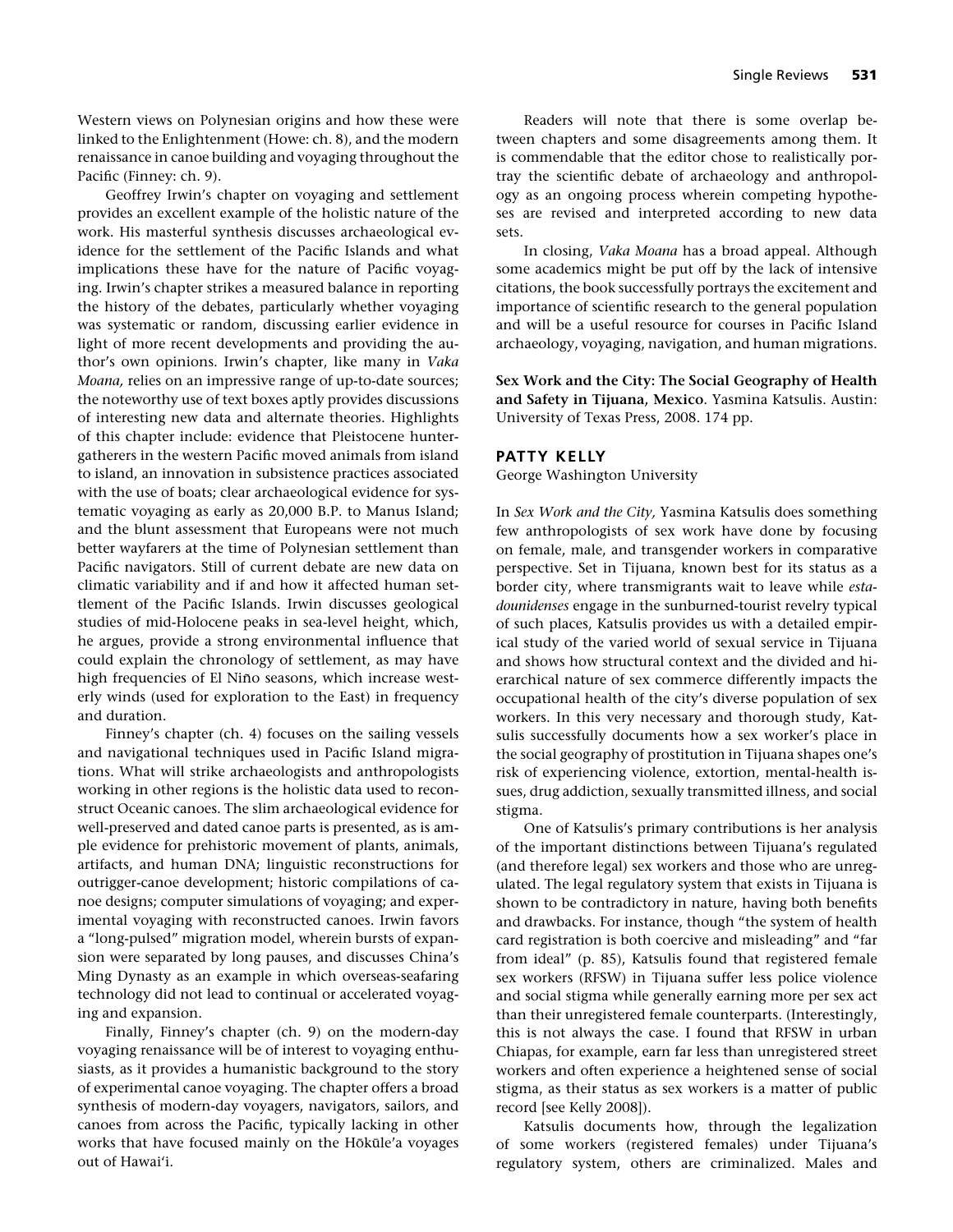Western views on Polynesian origins and how these were linked to the Enlightenment (Howe: ch. 8), and the modern renaissance in canoe building and voyaging throughout the Pacific (Finney: ch. 9).

Geoffrey Irwin's chapter on voyaging and settlement provides an excellent example of the holistic nature of the work. His masterful synthesis discusses archaeological evidence for the settlement of the Pacific Islands and what implications these have for the nature of Pacific voyaging. Irwin's chapter strikes a measured balance in reporting the history of the debates, particularly whether voyaging was systematic or random, discussing earlier evidence in light of more recent developments and providing the author's own opinions. Irwin's chapter, like many in *Vaka Moana,* relies on an impressive range of up-to-date sources; the noteworthy use of text boxes aptly provides discussions of interesting new data and alternate theories. Highlights of this chapter include: evidence that Pleistocene hunter-gatherers in the western Pacific moved animals from island to island, an innovation in subsistence practices associated with the use of boats; clear archaeological evidence for systematic voyaging as early as 20,000 B.P. to Manus Island; and the blunt assessment that Europeans were not much better wayfarers at the time of Polynesian settlement than Pacific navigators. Still of current debate are new data on climatic variability and if and how it affected human settlement of the Pacific Islands. Irwin discusses geological studies of mid-Holocene peaks in sea-level height, which, he argues, provide a strong environmental influence that could explain the chronology of settlement, as may have high frequencies of El Niño seasons, which increase westerly winds (used for exploration to the East) in frequency and duration.

Finney's chapter (ch. 4) focuses on the sailing vessels and navigational techniques used in Pacific Island migrations. What will strike archaeologists and anthropologists working in other regions is the holistic data used to reconstruct Oceanic canoes. The slim archaeological evidence for well-preserved and dated canoe parts is presented, as is ample evidence for prehistoric movement of plants, animals, artifacts, and human DNA; linguistic reconstructions for outrigger-canoe development; historic compilations of canoe designs; computer simulations of voyaging; and experimental voyaging with reconstructed canoes. Irwin favors a "long-pulsed" migration model, wherein bursts of expansion were separated by long pauses, and discusses China's Ming Dynasty as an example in which overseas-seafaring technology did not lead to continual or accelerated voyaging and expansion.

Finally, Finney's chapter (ch. 9) on the modern-day voyaging renaissance will be of interest to voyaging enthusiasts, as it provides a humanistic background to the story of experimental canoe voyaging. The chapter offers a broad synthesis of modern-day voyagers, navigators, sailors, and canoes from across the Pacific, typically lacking in other works that have focused mainly on the Hōkūle'a voyages out of Hawai'i.

Readers will note that there is some overlap between chapters and some disagreements among them. It is commendable that the editor chose to realistically portray the scientific debate of archaeology and anthropology as an ongoing process wherein competing hypotheses are revised and interpreted according to new data sets.

In closing, *Vaka Moana* has a broad appeal. Although some academics might be put off by the lack of intensive citations, the book successfully portrays the excitement and importance of scientific research to the general population and will be a useful resource for courses in Pacific Island archaeology, voyaging, navigation, and human migrations.

**Sex Work and the City: The Social Geography of Health and Safety in Tijuana, Mexico**. Yasmina Katsulis. Austin: University of Texas Press, 2008. 174 pp.

## PATTY KELLY

George Washington University

In *Sex Work and the City,* Yasmina Katsulis does something few anthropologists of sex work have done by focusing on female, male, and transgender workers in comparative perspective. Set in Tijuana, known best for its status as a border city, where transmigrants wait to leave while *estadounidenses* engage in the sunburned-tourist revelry typical of such places, Katsulis provides us with a detailed empirical study of the varied world of sexual service in Tijuana and shows how structural context and the divided and hierarchical nature of sex commerce differently impacts the occupational health of the city's diverse population of sex workers. In this very necessary and thorough study, Katsulis successfully documents how a sex worker's place in the social geography of prostitution in Tijuana shapes one's risk of experiencing violence, extortion, mental-health issues, drug addiction, sexually transmitted illness, and social stigma.

One of Katsulis's primary contributions is her analysis of the important distinctions between Tijuana's regulated (and therefore legal) sex workers and those who are unregulated. The legal regulatory system that exists in Tijuana is shown to be contradictory in nature, having both benefits and drawbacks. For instance, though "the system of health card registration is both coercive and misleading" and "far from ideal" (p. 85), Katsulis found that registered female sex workers (RFSW) in Tijuana suffer less police violence and social stigma while generally earning more per sex act than their unregistered female counterparts. (Interestingly, this is not always the case. I found that RFSW in urban Chiapas, for example, earn far less than unregistered street workers and often experience a heightened sense of social stigma, as their status as sex workers is a matter of public record [see Kelly 2008]).

Katsulis documents how, through the legalization of some workers (registered females) under Tijuana's regulatory system, others are criminalized. Males and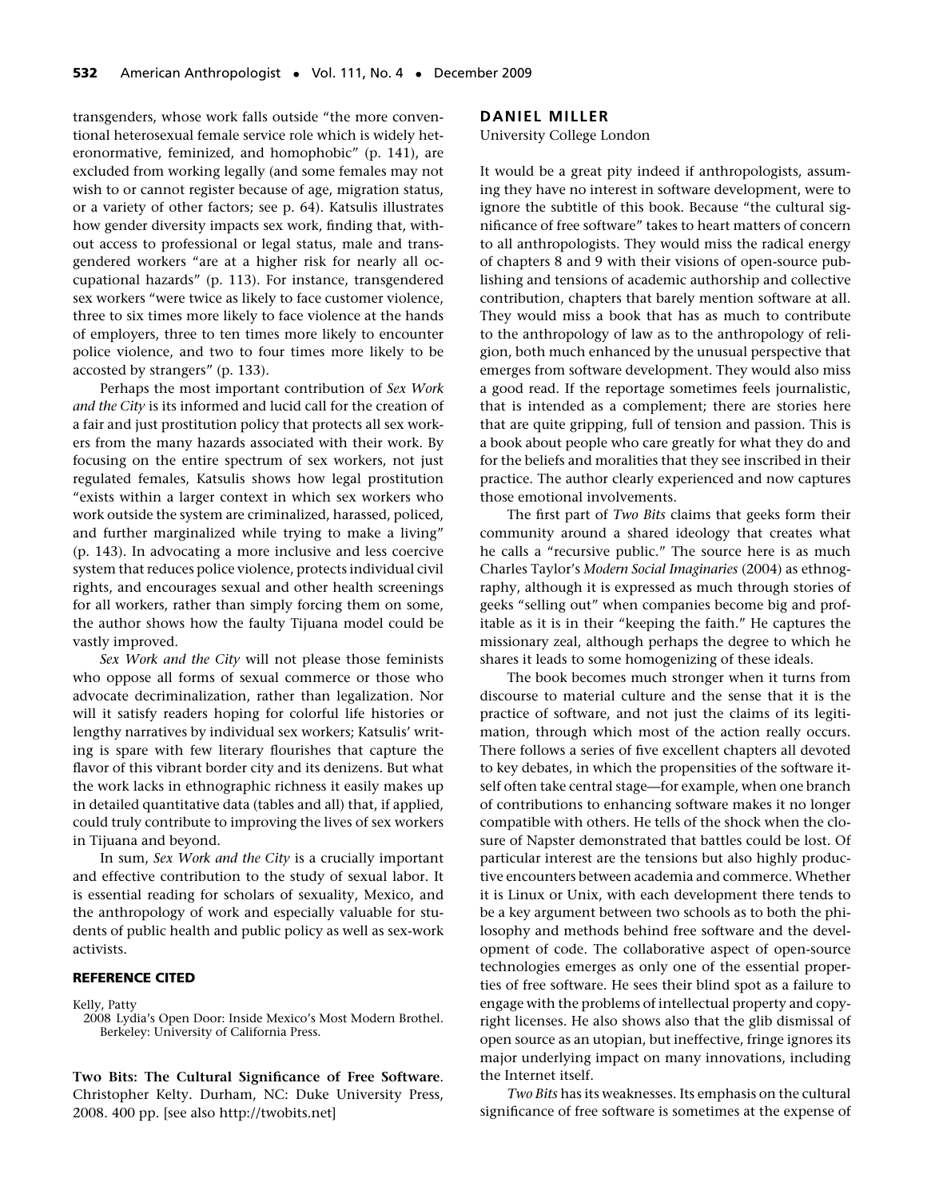transgenders, whose work falls outside "the more conventional heterosexual female service role which is widely heteronormative, feminized, and homophobic" (p. 141), are excluded from working legally (and some females may not wish to or cannot register because of age, migration status, or a variety of other factors; see p. 64). Katsulis illustrates how gender diversity impacts sex work, finding that, without access to professional or legal status, male and transgendered workers "are at a higher risk for nearly all occupational hazards" (p. 113). For instance, transgendered sex workers "were twice as likely to face customer violence, three to six times more likely to face violence at the hands of employers, three to ten times more likely to encounter police violence, and two to four times more likely to be accosted by strangers" (p. 133).

Perhaps the most important contribution of *Sex Work and the City* is its informed and lucid call for the creation of a fair and just prostitution policy that protects all sex workers from the many hazards associated with their work. By focusing on the entire spectrum of sex workers, not just regulated females, Katsulis shows how legal prostitution "exists within a larger context in which sex workers who work outside the system are criminalized, harassed, policed, and further marginalized while trying to make a living" (p. 143). In advocating a more inclusive and less coercive system that reduces police violence, protects individual civil rights, and encourages sexual and other health screenings for all workers, rather than simply forcing them on some, the author shows how the faulty Tijuana model could be vastly improved.

*Sex Work and the City* will not please those feminists who oppose all forms of sexual commerce or those who advocate decriminalization, rather than legalization. Nor will it satisfy readers hoping for colorful life histories or lengthy narratives by individual sex workers; Katsulis' writing is spare with few literary flourishes that capture the flavor of this vibrant border city and its denizens. But what the work lacks in ethnographic richness it easily makes up in detailed quantitative data (tables and all) that, if applied, could truly contribute to improving the lives of sex workers in Tijuana and beyond.

In sum, *Sex Work and the City* is a crucially important and effective contribution to the study of sexual labor. It is essential reading for scholars of sexuality, Mexico, and the anthropology of work and especially valuable for students of public health and public policy as well as sex-work activists.

## REFERENCE CITED

Kelly, Patty
2008 Lydia's Open Door: Inside Mexico's Most Modern Brothel. Berkeley: University of California Press.

**Two Bits: The Cultural Significance of Free Software**. Christopher Kelty. Durham, NC: Duke University Press, 2008. 400 pp. [see also http://twobits.net]

### DANIEL MILLER
University College London

It would be a great pity indeed if anthropologists, assuming they have no interest in software development, were to ignore the subtitle of this book. Because "the cultural significance of free software" takes to heart matters of concern to all anthropologists. They would miss the radical energy of chapters 8 and 9 with their visions of open-source publishing and tensions of academic authorship and collective contribution, chapters that barely mention software at all. They would miss a book that has as much to contribute to the anthropology of law as to the anthropology of religion, both much enhanced by the unusual perspective that emerges from software development. They would also miss a good read. If the reportage sometimes feels journalistic, that is intended as a complement; there are stories here that are quite gripping, full of tension and passion. This is a book about people who care greatly for what they do and for the beliefs and moralities that they see inscribed in their practice. The author clearly experienced and now captures those emotional involvements.

The first part of *Two Bits* claims that geeks form their community around a shared ideology that creates what he calls a "recursive public." The source here is as much Charles Taylor's *Modern Social Imaginaries* (2004) as ethnography, although it is expressed as much through stories of geeks "selling out" when companies become big and profitable as it is in their "keeping the faith." He captures the missionary zeal, although perhaps the degree to which he shares it leads to some homogenizing of these ideals.

The book becomes much stronger when it turns from discourse to material culture and the sense that it is the practice of software, and not just the claims of its legitimation, through which most of the action really occurs. There follows a series of five excellent chapters all devoted to key debates, in which the propensities of the software itself often take central stage—for example, when one branch of contributions to enhancing software makes it no longer compatible with others. He tells of the shock when the closure of Napster demonstrated that battles could be lost. Of particular interest are the tensions but also highly productive encounters between academia and commerce. Whether it is Linux or Unix, with each development there tends to be a key argument between two schools as to both the philosophy and methods behind free software and the development of code. The collaborative aspect of open-source technologies emerges as only one of the essential properties of free software. He sees their blind spot as a failure to engage with the problems of intellectual property and copyright licenses. He also shows also that the glib dismissal of open source as an utopian, but ineffective, fringe ignores its major underlying impact on many innovations, including the Internet itself.

*Two Bits* has its weaknesses. Its emphasis on the cultural significance of free software is sometimes at the expense of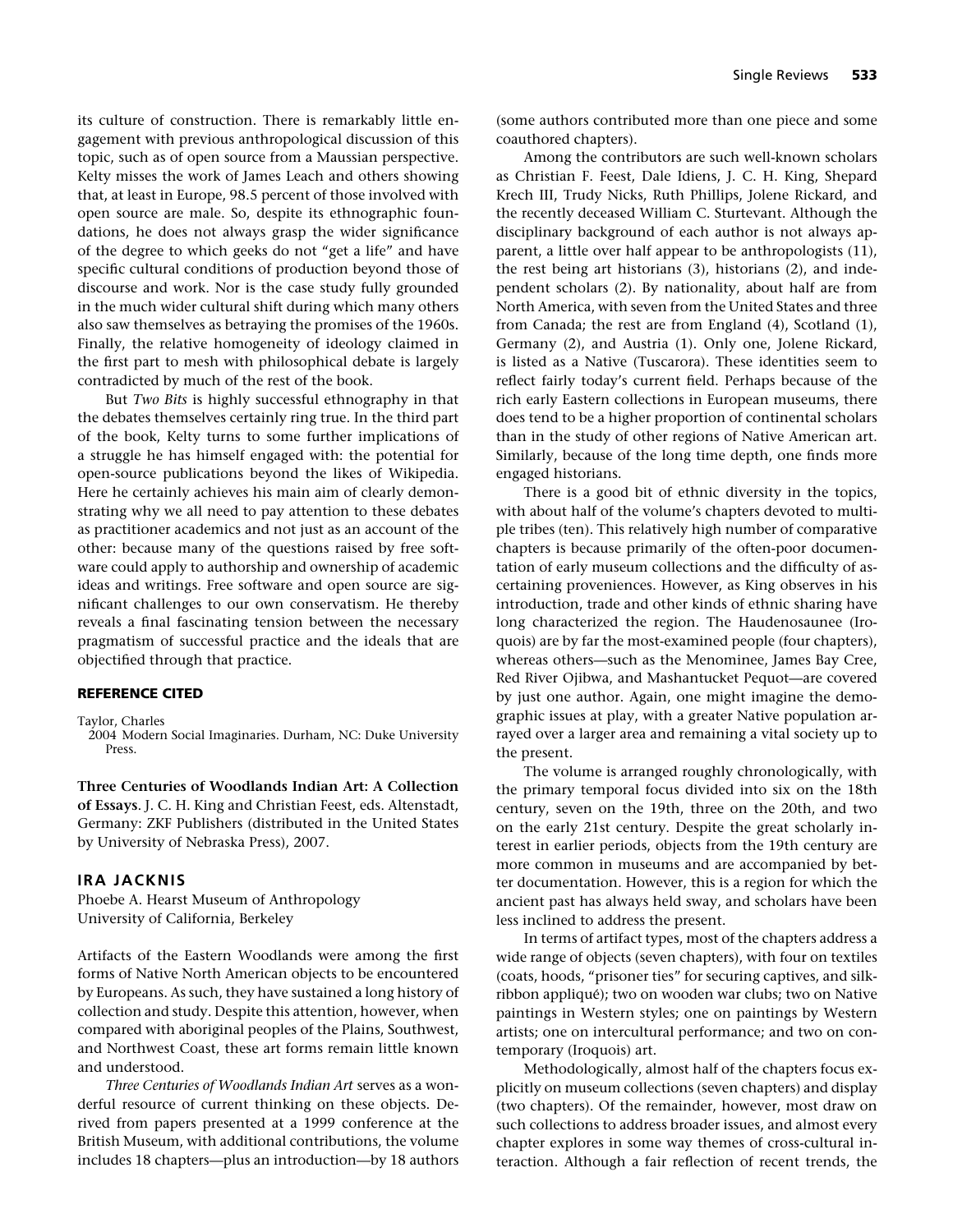its culture of construction. There is remarkably little engagement with previous anthropological discussion of this topic, such as of open source from a Maussian perspective. Kelty misses the work of James Leach and others showing that, at least in Europe, 98.5 percent of those involved with open source are male. So, despite its ethnographic foundations, he does not always grasp the wider significance of the degree to which geeks do not "get a life" and have specific cultural conditions of production beyond those of discourse and work. Nor is the case study fully grounded in the much wider cultural shift during which many others also saw themselves as betraying the promises of the 1960s. Finally, the relative homogeneity of ideology claimed in the first part to mesh with philosophical debate is largely contradicted by much of the rest of the book.

But *Two Bits* is highly successful ethnography in that the debates themselves certainly ring true. In the third part of the book, Kelty turns to some further implications of a struggle he has himself engaged with: the potential for open-source publications beyond the likes of Wikipedia. Here he certainly achieves his main aim of clearly demonstrating why we all need to pay attention to these debates as practitioner academics and not just as an account of the other: because many of the questions raised by free software could apply to authorship and ownership of academic ideas and writings. Free software and open source are significant challenges to our own conservatism. He thereby reveals a final fascinating tension between the necessary pragmatism of successful practice and the ideals that are objectified through that practice.

### REFERENCE CITED

Taylor, Charles
2004 Modern Social Imaginaries. Durham, NC: Duke University Press.

**Three Centuries of Woodlands Indian Art: A Collection of Essays**. J. C. H. King and Christian Feest, eds. Altenstadt, Germany: ZKF Publishers (distributed in the United States by University of Nebraska Press), 2007.

### IRA JACKNIS

Phoebe A. Hearst Museum of Anthropology
University of California, Berkeley

Artifacts of the Eastern Woodlands were among the first forms of Native North American objects to be encountered by Europeans. As such, they have sustained a long history of collection and study. Despite this attention, however, when compared with aboriginal peoples of the Plains, Southwest, and Northwest Coast, these art forms remain little known and understood.

*Three Centuries of Woodlands Indian Art* serves as a wonderful resource of current thinking on these objects. Derived from papers presented at a 1999 conference at the British Museum, with additional contributions, the volume includes 18 chapters—plus an introduction—by 18 authors (some authors contributed more than one piece and some coauthored chapters).

Among the contributors are such well-known scholars as Christian F. Feest, Dale Idiens, J. C. H. King, Shepard Krech III, Trudy Nicks, Ruth Phillips, Jolene Rickard, and the recently deceased William C. Sturtevant. Although the disciplinary background of each author is not always apparent, a little over half appear to be anthropologists (11), the rest being art historians (3), historians (2), and independent scholars (2). By nationality, about half are from North America, with seven from the United States and three from Canada; the rest are from England (4), Scotland (1), Germany (2), and Austria (1). Only one, Jolene Rickard, is listed as a Native (Tuscarora). These identities seem to reflect fairly today's current field. Perhaps because of the rich early Eastern collections in European museums, there does tend to be a higher proportion of continental scholars than in the study of other regions of Native American art. Similarly, because of the long time depth, one finds more engaged historians.

There is a good bit of ethnic diversity in the topics, with about half of the volume's chapters devoted to multiple tribes (ten). This relatively high number of comparative chapters is because primarily of the often-poor documentation of early museum collections and the difficulty of ascertaining proveniences. However, as King observes in his introduction, trade and other kinds of ethnic sharing have long characterized the region. The Haudenosaunee (Iroquois) are by far the most-examined people (four chapters), whereas others—such as the Menominee, James Bay Cree, Red River Ojibwa, and Mashantucket Pequot—are covered by just one author. Again, one might imagine the demographic issues at play, with a greater Native population arrayed over a larger area and remaining a vital society up to the present.

The volume is arranged roughly chronologically, with the primary temporal focus divided into six on the 18th century, seven on the 19th, three on the 20th, and two on the early 21st century. Despite the great scholarly interest in earlier periods, objects from the 19th century are more common in museums and are accompanied by better documentation. However, this is a region for which the ancient past has always held sway, and scholars have been less inclined to address the present.

In terms of artifact types, most of the chapters address a wide range of objects (seven chapters), with four on textiles (coats, hoods, "prisoner ties" for securing captives, and silk-ribbon appliqué); two on wooden war clubs; two on Native paintings in Western styles; one on paintings by Western artists; one on intercultural performance; and two on contemporary (Iroquois) art.

Methodologically, almost half of the chapters focus explicitly on museum collections (seven chapters) and display (two chapters). Of the remainder, however, most draw on such collections to address broader issues, and almost every chapter explores in some way themes of cross-cultural interaction. Although a fair reflection of recent trends, the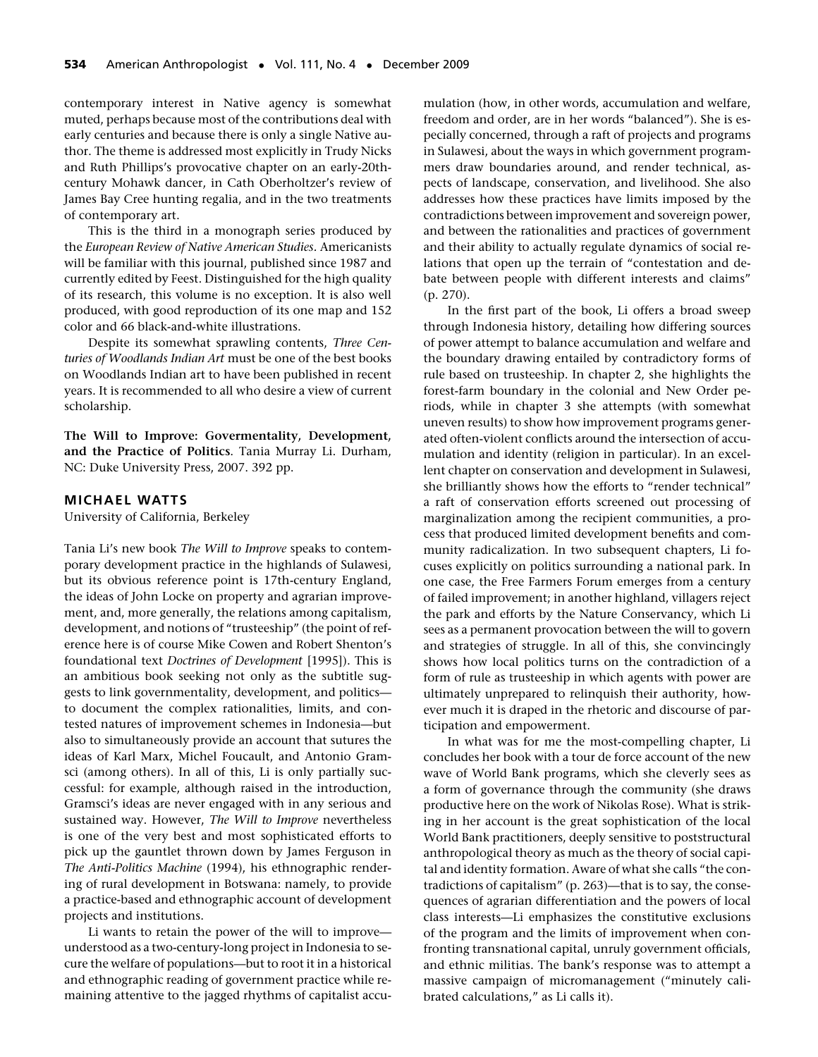contemporary interest in Native agency is somewhat muted, perhaps because most of the contributions deal with early centuries and because there is only a single Native author. The theme is addressed most explicitly in Trudy Nicks and Ruth Phillips's provocative chapter on an early-20th-century Mohawk dancer, in Cath Oberholtzer's review of James Bay Cree hunting regalia, and in the two treatments of contemporary art.

This is the third in a monograph series produced by the *European Review of Native American Studies*. Americanists will be familiar with this journal, published since 1987 and currently edited by Feest. Distinguished for the high quality of its research, this volume is no exception. It is also well produced, with good reproduction of its one map and 152 color and 66 black-and-white illustrations.

Despite its somewhat sprawling contents, *Three Centuries of Woodlands Indian Art* must be one of the best books on Woodlands Indian art to have been published in recent years. It is recommended to all who desire a view of current scholarship.

**The Will to Improve: Govermentality, Development, and the Practice of Politics**. Tania Murray Li. Durham, NC: Duke University Press, 2007. 392 pp.

### MICHAEL WATTS

University of California, Berkeley

Tania Li's new book *The Will to Improve* speaks to contemporary development practice in the highlands of Sulawesi, but its obvious reference point is 17th-century England, the ideas of John Locke on property and agrarian improvement, and, more generally, the relations among capitalism, development, and notions of "trusteeship" (the point of reference here is of course Mike Cowen and Robert Shenton's foundational text *Doctrines of Development* [1995]). This is an ambitious book seeking not only as the subtitle suggests to link governmentality, development, and politics—to document the complex rationalities, limits, and contested natures of improvement schemes in Indonesia—but also to simultaneously provide an account that sutures the ideas of Karl Marx, Michel Foucault, and Antonio Gramsci (among others). In all of this, Li is only partially successful: for example, although raised in the introduction, Gramsci's ideas are never engaged with in any serious and sustained way. However, *The Will to Improve* nevertheless is one of the very best and most sophisticated efforts to pick up the gauntlet thrown down by James Ferguson in *The Anti-Politics Machine* (1994), his ethnographic rendering of rural development in Botswana: namely, to provide a practice-based and ethnographic account of development projects and institutions.

Li wants to retain the power of the will to improve—understood as a two-century-long project in Indonesia to secure the welfare of populations—but to root it in a historical and ethnographic reading of government practice while remaining attentive to the jagged rhythms of capitalist accumulation (how, in other words, accumulation and welfare, freedom and order, are in her words "balanced"). She is especially concerned, through a raft of projects and programs in Sulawesi, about the ways in which government programmers draw boundaries around, and render technical, aspects of landscape, conservation, and livelihood. She also addresses how these practices have limits imposed by the contradictions between improvement and sovereign power, and between the rationalities and practices of government and their ability to actually regulate dynamics of social relations that open up the terrain of "contestation and debate between people with different interests and claims" (p. 270).

In the first part of the book, Li offers a broad sweep through Indonesia history, detailing how differing sources of power attempt to balance accumulation and welfare and the boundary drawing entailed by contradictory forms of rule based on trusteeship. In chapter 2, she highlights the forest-farm boundary in the colonial and New Order periods, while in chapter 3 she attempts (with somewhat uneven results) to show how improvement programs generated often-violent conflicts around the intersection of accumulation and identity (religion in particular). In an excellent chapter on conservation and development in Sulawesi, she brilliantly shows how the efforts to "render technical" a raft of conservation efforts screened out processing of marginalization among the recipient communities, a process that produced limited development benefits and community radicalization. In two subsequent chapters, Li focuses explicitly on politics surrounding a national park. In one case, the Free Farmers Forum emerges from a century of failed improvement; in another highland, villagers reject the park and efforts by the Nature Conservancy, which Li sees as a permanent provocation between the will to govern and strategies of struggle. In all of this, she convincingly shows how local politics turns on the contradiction of a form of rule as trusteeship in which agents with power are ultimately unprepared to relinquish their authority, however much it is draped in the rhetoric and discourse of participation and empowerment.

In what was for me the most-compelling chapter, Li concludes her book with a tour de force account of the new wave of World Bank programs, which she cleverly sees as a form of governance through the community (she draws productive here on the work of Nikolas Rose). What is striking in her account is the great sophistication of the local World Bank practitioners, deeply sensitive to poststructural anthropological theory as much as the theory of social capital and identity formation. Aware of what she calls "the contradictions of capitalism" (p. 263)—that is to say, the consequences of agrarian differentiation and the powers of local class interests—Li emphasizes the constitutive exclusions of the program and the limits of improvement when confronting transnational capital, unruly government officials, and ethnic militias. The bank's response was to attempt a massive campaign of micromanagement ("minutely calibrated calculations," as Li calls it).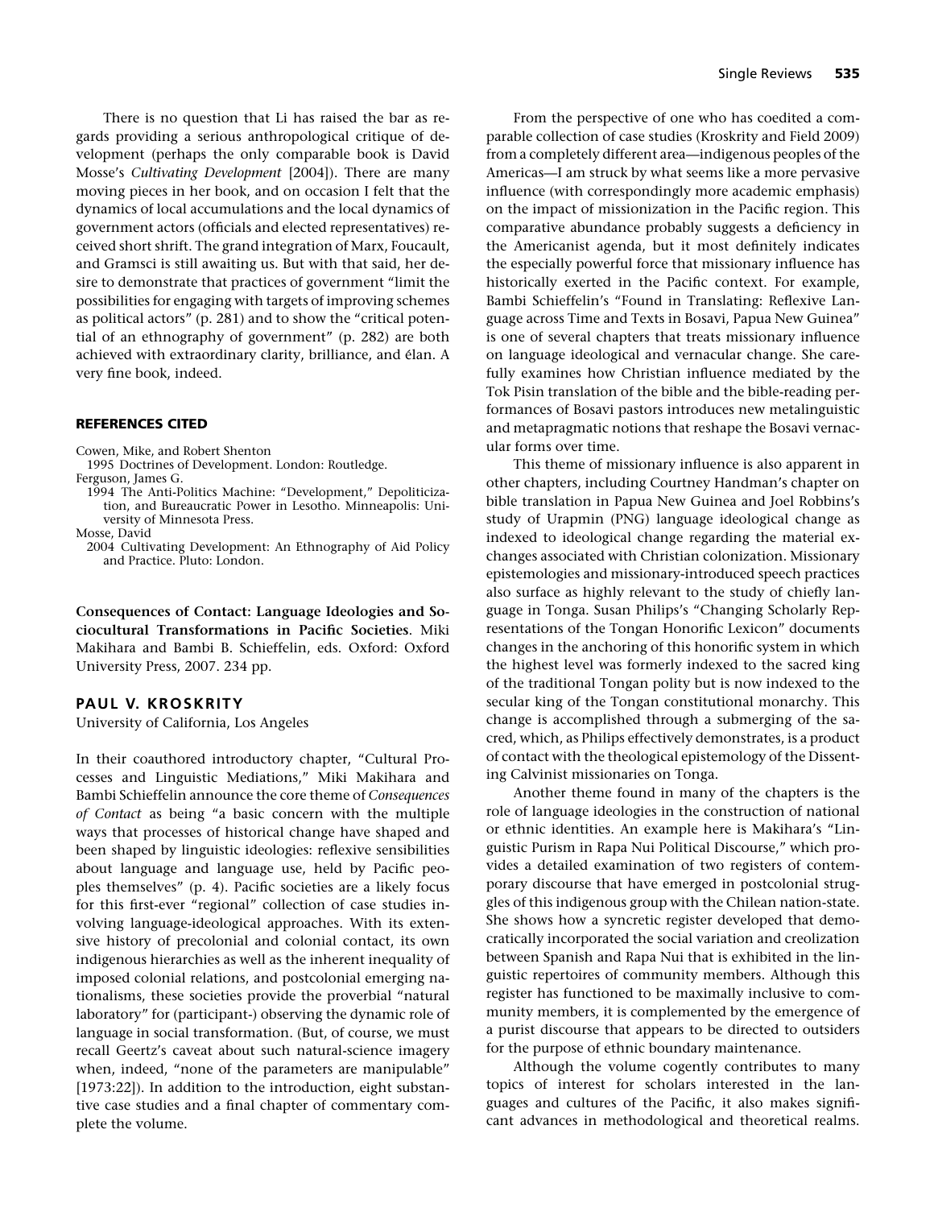There is no question that Li has raised the bar as regards providing a serious anthropological critique of development (perhaps the only comparable book is David Mosse's *Cultivating Development* [2004]). There are many moving pieces in her book, and on occasion I felt that the dynamics of local accumulations and the local dynamics of government actors (officials and elected representatives) received short shrift. The grand integration of Marx, Foucault, and Gramsci is still awaiting us. But with that said, her desire to demonstrate that practices of government "limit the possibilities for engaging with targets of improving schemes as political actors" (p. 281) and to show the "critical potential of an ethnography of government" (p. 282) are both achieved with extraordinary clarity, brilliance, and élan. A very fine book, indeed.

#### REFERENCES CITED

Cowen, Mike, and Robert Shenton
1995 Doctrines of Development. London: Routledge.

Ferguson, James G.
1994 The Anti-Politics Machine: "Development," Depoliticization, and Bureaucratic Power in Lesotho. Minneapolis: University of Minnesota Press.

Mosse, David
2004 Cultivating Development: An Ethnography of Aid Policy and Practice. Pluto: London.

**Consequences of Contact: Language Ideologies and Sociocultural Transformations in Pacific Societies**. Miki Makihara and Bambi B. Schieffelin, eds. Oxford: Oxford University Press, 2007. 234 pp.

### PAUL V. KROSKRITY

University of California, Los Angeles

In their coauthored introductory chapter, "Cultural Processes and Linguistic Mediations," Miki Makihara and Bambi Schieffelin announce the core theme of *Consequences of Contact* as being "a basic concern with the multiple ways that processes of historical change have shaped and been shaped by linguistic ideologies: reflexive sensibilities about language and language use, held by Pacific peoples themselves" (p. 4). Pacific societies are a likely focus for this first-ever "regional" collection of case studies involving language-ideological approaches. With its extensive history of precolonial and colonial contact, its own indigenous hierarchies as well as the inherent inequality of imposed colonial relations, and postcolonial emerging nationalisms, these societies provide the proverbial "natural laboratory" for (participant-) observing the dynamic role of language in social transformation. (But, of course, we must recall Geertz's caveat about such natural-science imagery when, indeed, "none of the parameters are manipulable" [1973:22]). In addition to the introduction, eight substantive case studies and a final chapter of commentary complete the volume.

From the perspective of one who has coedited a comparable collection of case studies (Kroskrity and Field 2009) from a completely different area—indigenous peoples of the Americas—I am struck by what seems like a more pervasive influence (with correspondingly more academic emphasis) on the impact of missionization in the Pacific region. This comparative abundance probably suggests a deficiency in the Americanist agenda, but it most definitely indicates the especially powerful force that missionary influence has historically exerted in the Pacific context. For example, Bambi Schieffelin's "Found in Translating: Reflexive Language across Time and Texts in Bosavi, Papua New Guinea" is one of several chapters that treats missionary influence on language ideological and vernacular change. She carefully examines how Christian influence mediated by the Tok Pisin translation of the bible and the bible-reading performances of Bosavi pastors introduces new metalinguistic and metapragmatic notions that reshape the Bosavi vernacular forms over time.

This theme of missionary influence is also apparent in other chapters, including Courtney Handman's chapter on bible translation in Papua New Guinea and Joel Robbins's study of Urapmin (PNG) language ideological change as indexed to ideological change regarding the material exchanges associated with Christian colonization. Missionary epistemologies and missionary-introduced speech practices also surface as highly relevant to the study of chiefly language in Tonga. Susan Philips's "Changing Scholarly Representations of the Tongan Honorific Lexicon" documents changes in the anchoring of this honorific system in which the highest level was formerly indexed to the sacred king of the traditional Tongan polity but is now indexed to the secular king of the Tongan constitutional monarchy. This change is accomplished through a submerging of the sacred, which, as Philips effectively demonstrates, is a product of contact with the theological epistemology of the Dissenting Calvinist missionaries on Tonga.

Another theme found in many of the chapters is the role of language ideologies in the construction of national or ethnic identities. An example here is Makihara's "Linguistic Purism in Rapa Nui Political Discourse," which provides a detailed examination of two registers of contemporary discourse that have emerged in postcolonial struggles of this indigenous group with the Chilean nation-state. She shows how a syncretic register developed that democratically incorporated the social variation and creolization between Spanish and Rapa Nui that is exhibited in the linguistic repertoires of community members. Although this register has functioned to be maximally inclusive to community members, it is complemented by the emergence of a purist discourse that appears to be directed to outsiders for the purpose of ethnic boundary maintenance.

Although the volume cogently contributes to many topics of interest for scholars interested in the languages and cultures of the Pacific, it also makes significant advances in methodological and theoretical realms.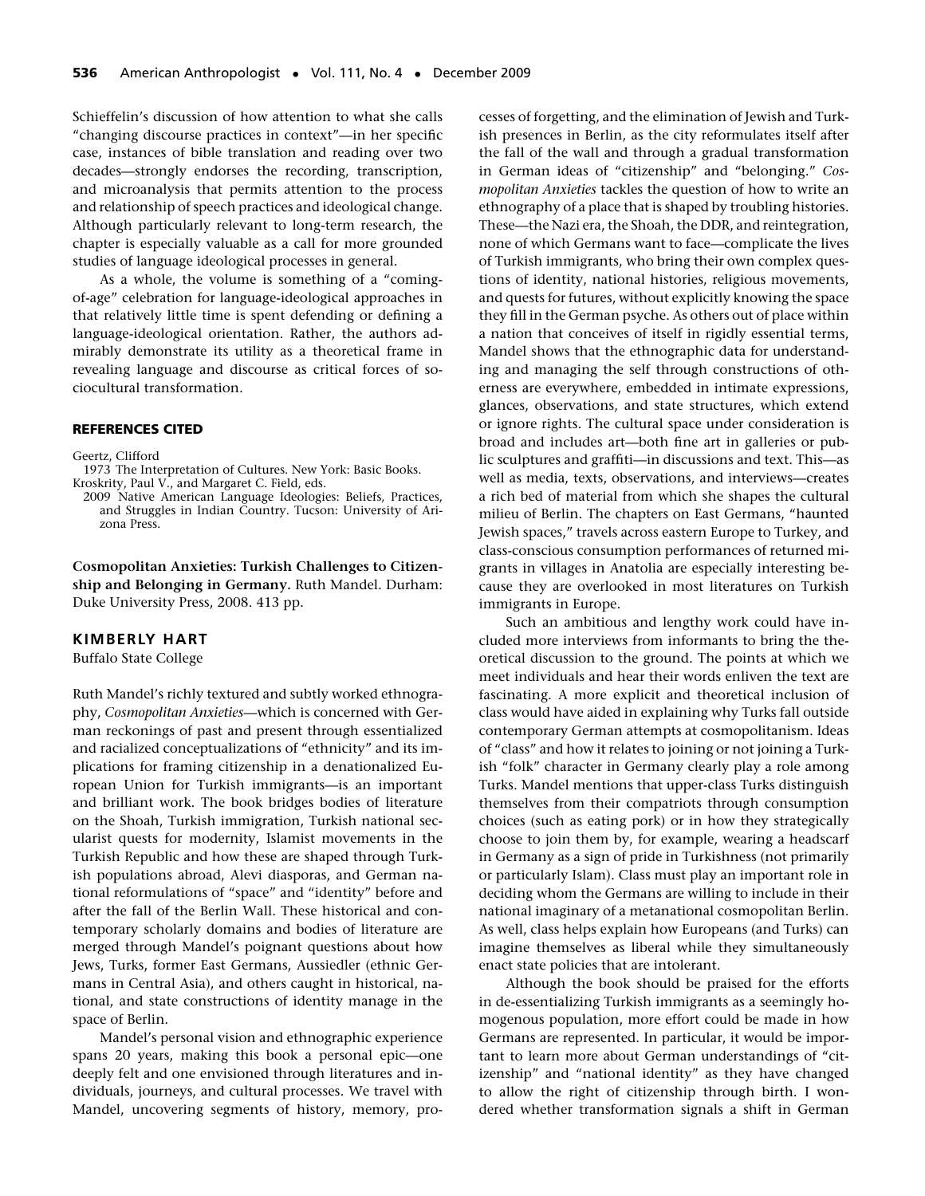Schieffelin's discussion of how attention to what she calls "changing discourse practices in context"—in her specific case, instances of bible translation and reading over two decades—strongly endorses the recording, transcription, and microanalysis that permits attention to the process and relationship of speech practices and ideological change. Although particularly relevant to long-term research, the chapter is especially valuable as a call for more grounded studies of language ideological processes in general.

As a whole, the volume is something of a "coming-of-age" celebration for language-ideological approaches in that relatively little time is spent defending or defining a language-ideological orientation. Rather, the authors admirably demonstrate its utility as a theoretical frame in revealing language and discourse as critical forces of sociocultural transformation.

### REFERENCES CITED

Geertz, Clifford
1973 The Interpretation of Cultures. New York: Basic Books.

Kroskrity, Paul V., and Margaret C. Field, eds.
2009 Native American Language Ideologies: Beliefs, Practices, and Struggles in Indian Country. Tucson: University of Arizona Press.

**Cosmopolitan Anxieties: Turkish Challenges to Citizenship and Belonging in Germany.** Ruth Mandel. Durham: Duke University Press, 2008. 413 pp.

### KIMBERLY HART
Buffalo State College

Ruth Mandel's richly textured and subtly worked ethnography, *Cosmopolitan Anxieties*—which is concerned with German reckonings of past and present through essentialized and racialized conceptualizations of "ethnicity" and its implications for framing citizenship in a denationalized European Union for Turkish immigrants—is an important and brilliant work. The book bridges bodies of literature on the Shoah, Turkish immigration, Turkish national secularist quests for modernity, Islamist movements in the Turkish Republic and how these are shaped through Turkish populations abroad, Alevi diasporas, and German national reformulations of "space" and "identity" before and after the fall of the Berlin Wall. These historical and contemporary scholarly domains and bodies of literature are merged through Mandel's poignant questions about how Jews, Turks, former East Germans, Aussiedler (ethnic Germans in Central Asia), and others caught in historical, national, and state constructions of identity manage in the space of Berlin.

Mandel's personal vision and ethnographic experience spans 20 years, making this book a personal epic—one deeply felt and one envisioned through literatures and individuals, journeys, and cultural processes. We travel with Mandel, uncovering segments of history, memory, processes of forgetting, and the elimination of Jewish and Turkish presences in Berlin, as the city reformulates itself after the fall of the wall and through a gradual transformation in German ideas of "citizenship" and "belonging." *Cosmopolitan Anxieties* tackles the question of how to write an ethnography of a place that is shaped by troubling histories. These—the Nazi era, the Shoah, the DDR, and reintegration, none of which Germans want to face—complicate the lives of Turkish immigrants, who bring their own complex questions of identity, national histories, religious movements, and quests for futures, without explicitly knowing the space they fill in the German psyche. As others out of place within a nation that conceives of itself in rigidly essential terms, Mandel shows that the ethnographic data for understanding and managing the self through constructions of otherness are everywhere, embedded in intimate expressions, glances, observations, and state structures, which extend or ignore rights. The cultural space under consideration is broad and includes art—both fine art in galleries or public sculptures and graffiti—in discussions and text. This—as well as media, texts, observations, and interviews—creates a rich bed of material from which she shapes the cultural milieu of Berlin. The chapters on East Germans, "haunted Jewish spaces," travels across eastern Europe to Turkey, and class-conscious consumption performances of returned migrants in villages in Anatolia are especially interesting because they are overlooked in most literatures on Turkish immigrants in Europe.

Such an ambitious and lengthy work could have included more interviews from informants to bring the theoretical discussion to the ground. The points at which we meet individuals and hear their words enliven the text are fascinating. A more explicit and theoretical inclusion of class would have aided in explaining why Turks fall outside contemporary German attempts at cosmopolitanism. Ideas of "class" and how it relates to joining or not joining a Turkish "folk" character in Germany clearly play a role among Turks. Mandel mentions that upper-class Turks distinguish themselves from their compatriots through consumption choices (such as eating pork) or in how they strategically choose to join them by, for example, wearing a headscarf in Germany as a sign of pride in Turkishness (not primarily or particularly Islam). Class must play an important role in deciding whom the Germans are willing to include in their national imaginary of a metanational cosmopolitan Berlin. As well, class helps explain how Europeans (and Turks) can imagine themselves as liberal while they simultaneously enact state policies that are intolerant.

Although the book should be praised for the efforts in de-essentializing Turkish immigrants as a seemingly homogenous population, more effort could be made in how Germans are represented. In particular, it would be important to learn more about German understandings of "citizenship" and "national identity" as they have changed to allow the right of citizenship through birth. I wondered whether transformation signals a shift in German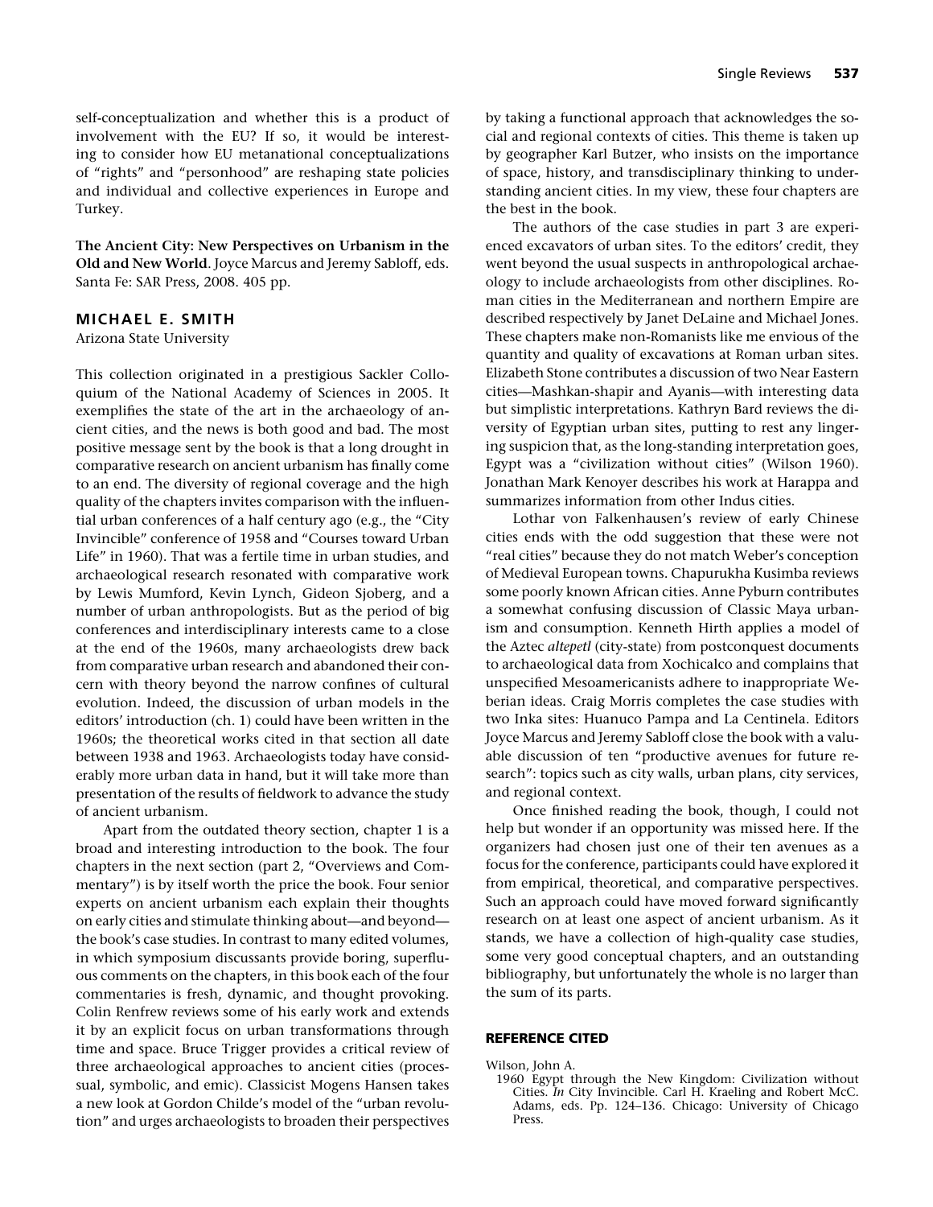self-conceptualization and whether this is a product of involvement with the EU? If so, it would be interesting to consider how EU metanational conceptualizations of "rights" and "personhood" are reshaping state policies and individual and collective experiences in Europe and Turkey.

**The Ancient City: New Perspectives on Urbanism in the Old and New World**. Joyce Marcus and Jeremy Sabloff, eds. Santa Fe: SAR Press, 2008. 405 pp.

### MICHAEL E. SMITH

Arizona State University

This collection originated in a prestigious Sackler Colloquium of the National Academy of Sciences in 2005. It exemplifies the state of the art in the archaeology of ancient cities, and the news is both good and bad. The most positive message sent by the book is that a long drought in comparative research on ancient urbanism has finally come to an end. The diversity of regional coverage and the high quality of the chapters invites comparison with the influential urban conferences of a half century ago (e.g., the "City Invincible" conference of 1958 and "Courses toward Urban Life" in 1960). That was a fertile time in urban studies, and archaeological research resonated with comparative work by Lewis Mumford, Kevin Lynch, Gideon Sjoberg, and a number of urban anthropologists. But as the period of big conferences and interdisciplinary interests came to a close at the end of the 1960s, many archaeologists drew back from comparative urban research and abandoned their concern with theory beyond the narrow confines of cultural evolution. Indeed, the discussion of urban models in the editors' introduction (ch. 1) could have been written in the 1960s; the theoretical works cited in that section all date between 1938 and 1963. Archaeologists today have considerably more urban data in hand, but it will take more than presentation of the results of fieldwork to advance the study of ancient urbanism.

Apart from the outdated theory section, chapter 1 is a broad and interesting introduction to the book. The four chapters in the next section (part 2, "Overviews and Commentary") is by itself worth the price the book. Four senior experts on ancient urbanism each explain their thoughts on early cities and stimulate thinking about—and beyond—the book's case studies. In contrast to many edited volumes, in which symposium discussants provide boring, superfluous comments on the chapters, in this book each of the four commentaries is fresh, dynamic, and thought provoking. Colin Renfrew reviews some of his early work and extends it by an explicit focus on urban transformations through time and space. Bruce Trigger provides a critical review of three archaeological approaches to ancient cities (processual, symbolic, and emic). Classicist Mogens Hansen takes a new look at Gordon Childe's model of the "urban revolution" and urges archaeologists to broaden their perspectives by taking a functional approach that acknowledges the social and regional contexts of cities. This theme is taken up by geographer Karl Butzer, who insists on the importance of space, history, and transdisciplinary thinking to understanding ancient cities. In my view, these four chapters are the best in the book.

The authors of the case studies in part 3 are experienced excavators of urban sites. To the editors' credit, they went beyond the usual suspects in anthropological archaeology to include archaeologists from other disciplines. Roman cities in the Mediterranean and northern Empire are described respectively by Janet DeLaine and Michael Jones. These chapters make non-Romanists like me envious of the quantity and quality of excavations at Roman urban sites. Elizabeth Stone contributes a discussion of two Near Eastern cities—Mashkan-shapir and Ayanis—with interesting data but simplistic interpretations. Kathryn Bard reviews the diversity of Egyptian urban sites, putting to rest any lingering suspicion that, as the long-standing interpretation goes, Egypt was a "civilization without cities" (Wilson 1960). Jonathan Mark Kenoyer describes his work at Harappa and summarizes information from other Indus cities.

Lothar von Falkenhausen's review of early Chinese cities ends with the odd suggestion that these were not "real cities" because they do not match Weber's conception of Medieval European towns. Chapurukha Kusimba reviews some poorly known African cities. Anne Pyburn contributes a somewhat confusing discussion of Classic Maya urbanism and consumption. Kenneth Hirth applies a model of the Aztec *altepetl* (city-state) from postconquest documents to archaeological data from Xochicalco and complains that unspecified Mesoamericanists adhere to inappropriate Weberian ideas. Craig Morris completes the case studies with two Inka sites: Huanuco Pampa and La Centinela. Editors Joyce Marcus and Jeremy Sabloff close the book with a valuable discussion of ten "productive avenues for future research": topics such as city walls, urban plans, city services, and regional context.

Once finished reading the book, though, I could not help but wonder if an opportunity was missed here. If the organizers had chosen just one of their ten avenues as a focus for the conference, participants could have explored it from empirical, theoretical, and comparative perspectives. Such an approach could have moved forward significantly research on at least one aspect of ancient urbanism. As it stands, we have a collection of high-quality case studies, some very good conceptual chapters, and an outstanding bibliography, but unfortunately the whole is no larger than the sum of its parts.

#### REFERENCE CITED

Wilson, John A.
1960 Egypt through the New Kingdom: Civilization without Cities. *In* City Invincible. Carl H. Kraeling and Robert McC. Adams, eds. Pp. 124–136. Chicago: University of Chicago Press.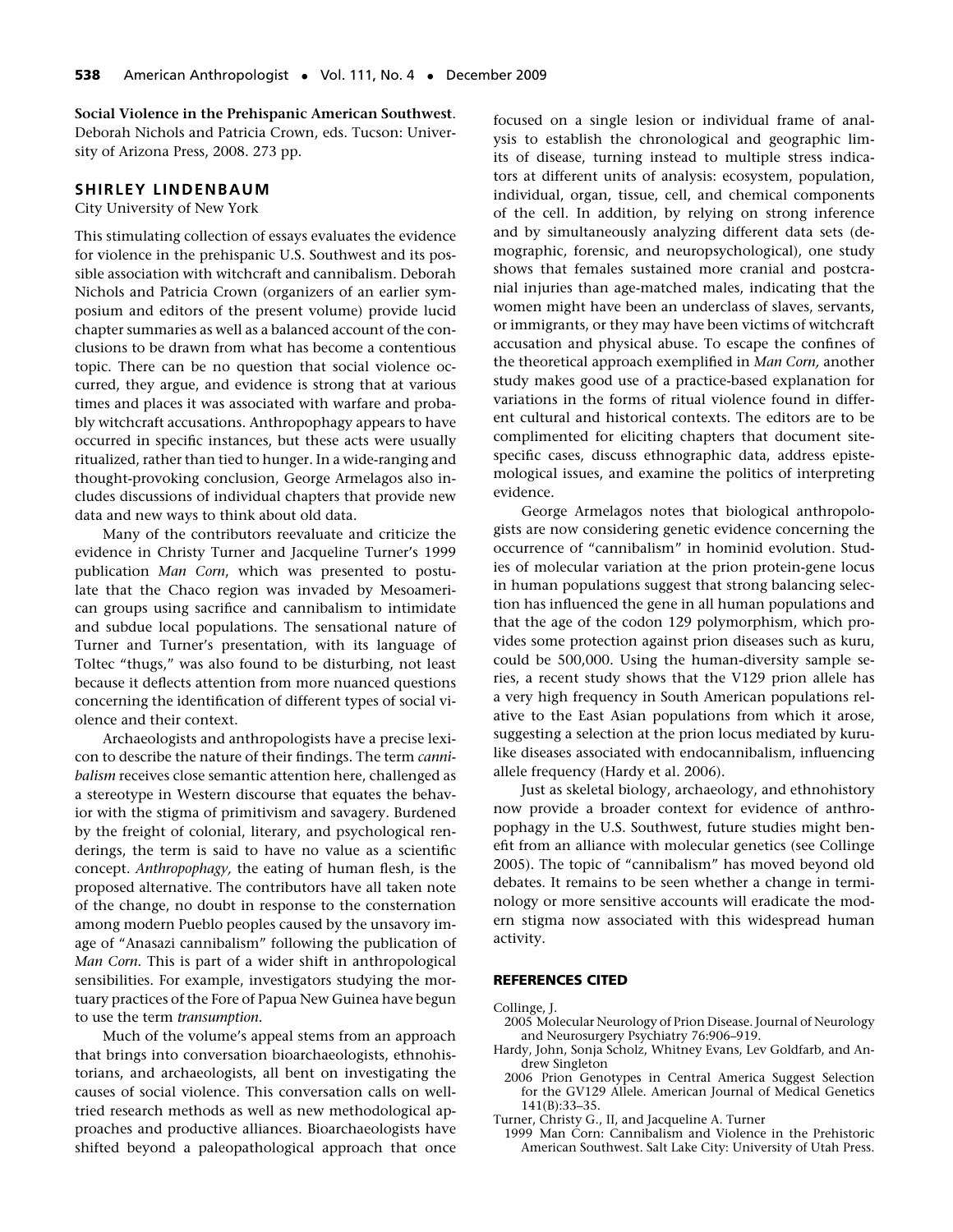**Social Violence in the Prehispanic American Southwest**. Deborah Nichols and Patricia Crown, eds. Tucson: University of Arizona Press, 2008. 273 pp.

## SHIRLEY LINDENBAUM

City University of New York

This stimulating collection of essays evaluates the evidence for violence in the prehispanic U.S. Southwest and its possible association with witchcraft and cannibalism. Deborah Nichols and Patricia Crown (organizers of an earlier symposium and editors of the present volume) provide lucid chapter summaries as well as a balanced account of the conclusions to be drawn from what has become a contentious topic. There can be no question that social violence occurred, they argue, and evidence is strong that at various times and places it was associated with warfare and probably witchcraft accusations. Anthropophagy appears to have occurred in specific instances, but these acts were usually ritualized, rather than tied to hunger. In a wide-ranging and thought-provoking conclusion, George Armelagos also includes discussions of individual chapters that provide new data and new ways to think about old data.

Many of the contributors reevaluate and criticize the evidence in Christy Turner and Jacqueline Turner's 1999 publication *Man Corn*, which was presented to postulate that the Chaco region was invaded by Mesoamerican groups using sacrifice and cannibalism to intimidate and subdue local populations. The sensational nature of Turner and Turner's presentation, with its language of Toltec "thugs," was also found to be disturbing, not least because it deflects attention from more nuanced questions concerning the identification of different types of social violence and their context.

Archaeologists and anthropologists have a precise lexicon to describe the nature of their findings. The term *cannibalism* receives close semantic attention here, challenged as a stereotype in Western discourse that equates the behavior with the stigma of primitivism and savagery. Burdened by the freight of colonial, literary, and psychological renderings, the term is said to have no value as a scientific concept. *Anthropophagy,* the eating of human flesh, is the proposed alternative. The contributors have all taken note of the change, no doubt in response to the consternation among modern Pueblo peoples caused by the unsavory image of "Anasazi cannibalism" following the publication of *Man Corn.* This is part of a wider shift in anthropological sensibilities. For example, investigators studying the mortuary practices of the Fore of Papua New Guinea have begun to use the term *transumption.*

Much of the volume's appeal stems from an approach that brings into conversation bioarchaeologists, ethnohistorians, and archaeologists, all bent on investigating the causes of social violence. This conversation calls on well-tried research methods as well as new methodological approaches and productive alliances. Bioarchaeologists have shifted beyond a paleopathological approach that once focused on a single lesion or individual frame of analysis to establish the chronological and geographic limits of disease, turning instead to multiple stress indicators at different units of analysis: ecosystem, population, individual, organ, tissue, cell, and chemical components of the cell. In addition, by relying on strong inference and by simultaneously analyzing different data sets (demographic, forensic, and neuropsychological), one study shows that females sustained more cranial and postcranial injuries than age-matched males, indicating that the women might have been an underclass of slaves, servants, or immigrants, or they may have been victims of witchcraft accusation and physical abuse. To escape the confines of the theoretical approach exemplified in *Man Corn,* another study makes good use of a practice-based explanation for variations in the forms of ritual violence found in different cultural and historical contexts. The editors are to be complimented for eliciting chapters that document site-specific cases, discuss ethnographic data, address epistemological issues, and examine the politics of interpreting evidence.

George Armelagos notes that biological anthropologists are now considering genetic evidence concerning the occurrence of "cannibalism" in hominid evolution. Studies of molecular variation at the prion protein-gene locus in human populations suggest that strong balancing selection has influenced the gene in all human populations and that the age of the codon 129 polymorphism, which provides some protection against prion diseases such as kuru, could be 500,000. Using the human-diversity sample series, a recent study shows that the V129 prion allele has a very high frequency in South American populations relative to the East Asian populations from which it arose, suggesting a selection at the prion locus mediated by kuru-like diseases associated with endocannibalism, influencing allele frequency (Hardy et al. 2006).

Just as skeletal biology, archaeology, and ethnohistory now provide a broader context for evidence of anthropophagy in the U.S. Southwest, future studies might benefit from an alliance with molecular genetics (see Collinge 2005). The topic of "cannibalism" has moved beyond old debates. It remains to be seen whether a change in terminology or more sensitive accounts will eradicate the modern stigma now associated with this widespread human activity.

### REFERENCES CITED

Collinge, J.
2005 Molecular Neurology of Prion Disease. Journal of Neurology and Neurosurgery Psychiatry 76:906–919.

Hardy, John, Sonja Scholz, Whitney Evans, Lev Goldfarb, and Andrew Singleton
2006 Prion Genotypes in Central America Suggest Selection for the GV129 Allele. American Journal of Medical Genetics 141(B):33–35.

Turner, Christy G., II, and Jacqueline A. Turner
1999 Man Corn: Cannibalism and Violence in the Prehistoric American Southwest. Salt Lake City: University of Utah Press.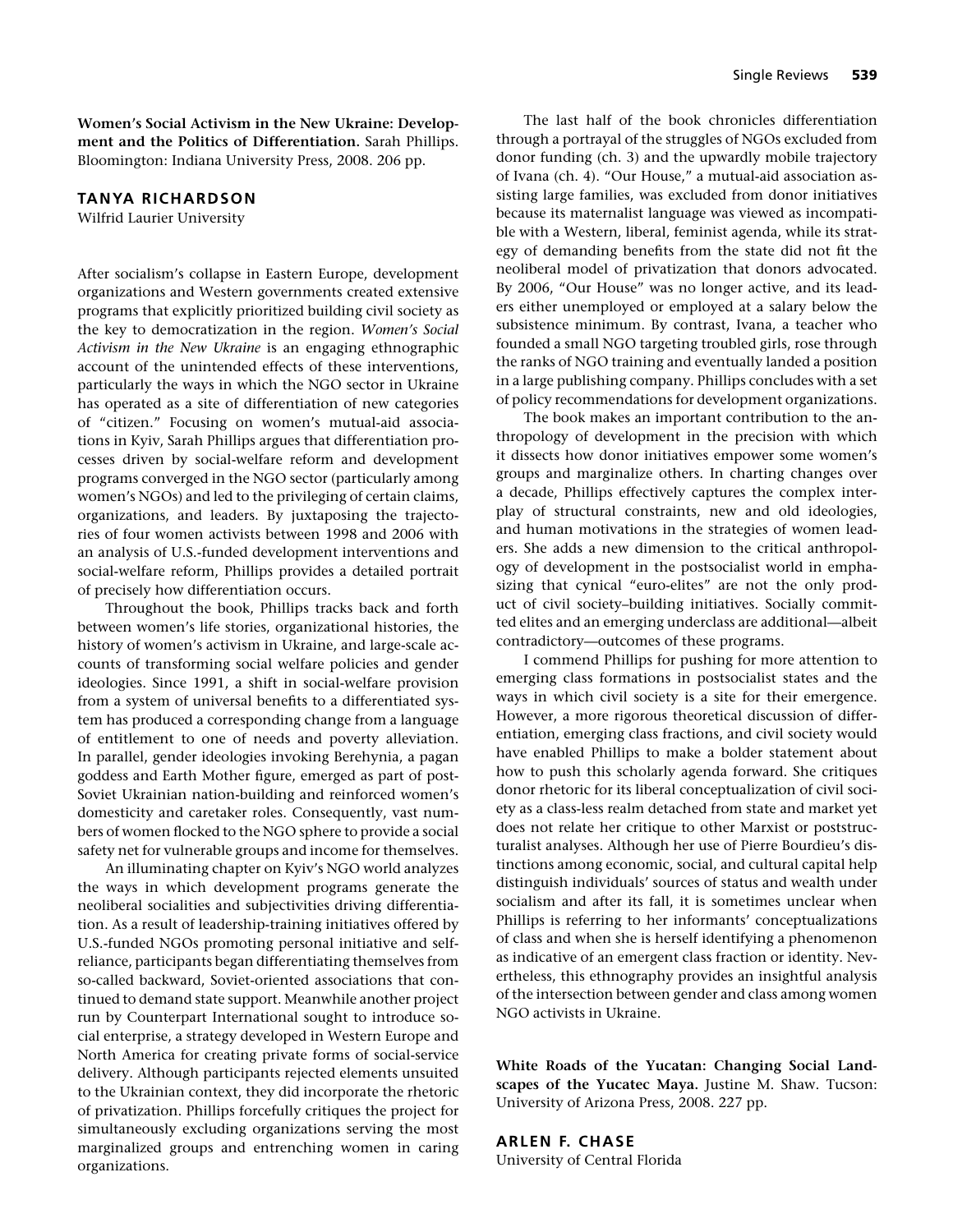**Women's Social Activism in the New Ukraine: Development and the Politics of Differentiation.** Sarah Phillips. Bloomington: Indiana University Press, 2008. 206 pp.

**TANYA RICHARDSON**
Wilfrid Laurier University

After socialism's collapse in Eastern Europe, development organizations and Western governments created extensive programs that explicitly prioritized building civil society as the key to democratization in the region. *Women's Social Activism in the New Ukraine* is an engaging ethnographic account of the unintended effects of these interventions, particularly the ways in which the NGO sector in Ukraine has operated as a site of differentiation of new categories of "citizen." Focusing on women's mutual-aid associations in Kyiv, Sarah Phillips argues that differentiation processes driven by social-welfare reform and development programs converged in the NGO sector (particularly among women's NGOs) and led to the privileging of certain claims, organizations, and leaders. By juxtaposing the trajectories of four women activists between 1998 and 2006 with an analysis of U.S.-funded development interventions and social-welfare reform, Phillips provides a detailed portrait of precisely how differentiation occurs.

Throughout the book, Phillips tracks back and forth between women's life stories, organizational histories, the history of women's activism in Ukraine, and large-scale accounts of transforming social welfare policies and gender ideologies. Since 1991, a shift in social-welfare provision from a system of universal benefits to a differentiated system has produced a corresponding change from a language of entitlement to one of needs and poverty alleviation. In parallel, gender ideologies invoking Berehynia, a pagan goddess and Earth Mother figure, emerged as part of post-Soviet Ukrainian nation-building and reinforced women's domesticity and caretaker roles. Consequently, vast numbers of women flocked to the NGO sphere to provide a social safety net for vulnerable groups and income for themselves.

An illuminating chapter on Kyiv's NGO world analyzes the ways in which development programs generate the neoliberal socialities and subjectivities driving differentiation. As a result of leadership-training initiatives offered by U.S.-funded NGOs promoting personal initiative and self-reliance, participants began differentiating themselves from so-called backward, Soviet-oriented associations that continued to demand state support. Meanwhile another project run by Counterpart International sought to introduce social enterprise, a strategy developed in Western Europe and North America for creating private forms of social-service delivery. Although participants rejected elements unsuited to the Ukrainian context, they did incorporate the rhetoric of privatization. Phillips forcefully critiques the project for simultaneously excluding organizations serving the most marginalized groups and entrenching women in caring organizations.

The last half of the book chronicles differentiation through a portrayal of the struggles of NGOs excluded from donor funding (ch. 3) and the upwardly mobile trajectory of Ivana (ch. 4). "Our House," a mutual-aid association assisting large families, was excluded from donor initiatives because its maternalist language was viewed as incompatible with a Western, liberal, feminist agenda, while its strategy of demanding benefits from the state did not fit the neoliberal model of privatization that donors advocated. By 2006, "Our House" was no longer active, and its leaders either unemployed or employed at a salary below the subsistence minimum. By contrast, Ivana, a teacher who founded a small NGO targeting troubled girls, rose through the ranks of NGO training and eventually landed a position in a large publishing company. Phillips concludes with a set of policy recommendations for development organizations.

The book makes an important contribution to the anthropology of development in the precision with which it dissects how donor initiatives empower some women's groups and marginalize others. In charting changes over a decade, Phillips effectively captures the complex interplay of structural constraints, new and old ideologies, and human motivations in the strategies of women leaders. She adds a new dimension to the critical anthropology of development in the postsocialist world in emphasizing that cynical "euro-elites" are not the only product of civil society–building initiatives. Socially committed elites and an emerging underclass are additional—albeit contradictory—outcomes of these programs.

I commend Phillips for pushing for more attention to emerging class formations in postsocialist states and the ways in which civil society is a site for their emergence. However, a more rigorous theoretical discussion of differentiation, emerging class fractions, and civil society would have enabled Phillips to make a bolder statement about how to push this scholarly agenda forward. She critiques donor rhetoric for its liberal conceptualization of civil society as a class-less realm detached from state and market yet does not relate her critique to other Marxist or poststructuralist analyses. Although her use of Pierre Bourdieu's distinctions among economic, social, and cultural capital help distinguish individuals' sources of status and wealth under socialism and after its fall, it is sometimes unclear when Phillips is referring to her informants' conceptualizations of class and when she is herself identifying a phenomenon as indicative of an emergent class fraction or identity. Nevertheless, this ethnography provides an insightful analysis of the intersection between gender and class among women NGO activists in Ukraine.

**White Roads of the Yucatan: Changing Social Landscapes of the Yucatec Maya.** Justine M. Shaw. Tucson: University of Arizona Press, 2008. 227 pp.

**ARLEN F. CHASE**
University of Central Florida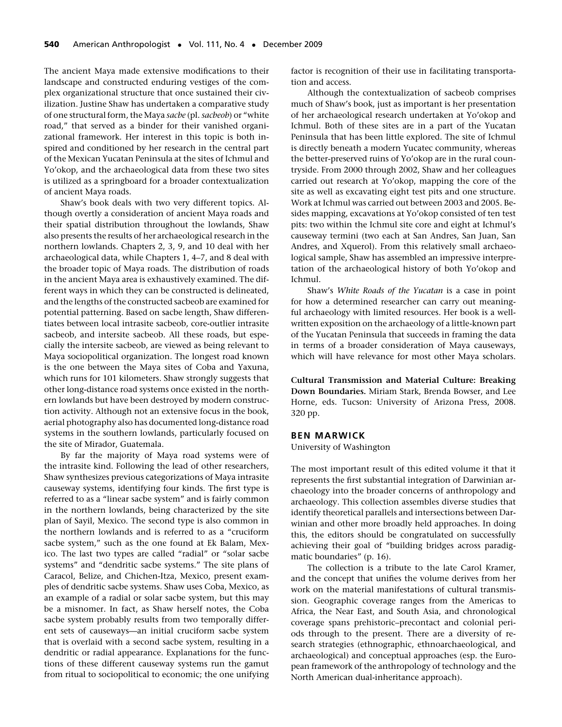The ancient Maya made extensive modifications to their landscape and constructed enduring vestiges of the complex organizational structure that once sustained their civilization. Justine Shaw has undertaken a comparative study of one structural form, the Maya *sacbe* (pl. *sacbeob*) or "white road," that served as a binder for their vanished organizational framework. Her interest in this topic is both inspired and conditioned by her research in the central part of the Mexican Yucatan Peninsula at the sites of Ichmul and Yo'okop, and the archaeological data from these two sites is utilized as a springboard for a broader contextualization of ancient Maya roads.

Shaw's book deals with two very different topics. Although overtly a consideration of ancient Maya roads and their spatial distribution throughout the lowlands, Shaw also presents the results of her archaeological research in the northern lowlands. Chapters 2, 3, 9, and 10 deal with her archaeological data, while Chapters 1, 4–7, and 8 deal with the broader topic of Maya roads. The distribution of roads in the ancient Maya area is exhaustively examined. The different ways in which they can be constructed is delineated, and the lengths of the constructed sacbeob are examined for potential patterning. Based on sacbe length, Shaw differentiates between local intrasite sacbeob, core-outlier intrasite sacbeob, and intersite sacbeob. All these roads, but especially the intersite sacbeob, are viewed as being relevant to Maya sociopolitical organization. The longest road known is the one between the Maya sites of Coba and Yaxuna, which runs for 101 kilometers. Shaw strongly suggests that other long-distance road systems once existed in the northern lowlands but have been destroyed by modern construction activity. Although not an extensive focus in the book, aerial photography also has documented long-distance road systems in the southern lowlands, particularly focused on the site of Mirador, Guatemala.

By far the majority of Maya road systems were of the intrasite kind. Following the lead of other researchers, Shaw synthesizes previous categorizations of Maya intrasite causeway systems, identifying four kinds. The first type is referred to as a "linear sacbe system" and is fairly common in the northern lowlands, being characterized by the site plan of Sayil, Mexico. The second type is also common in the northern lowlands and is referred to as a "cruciform sacbe system," such as the one found at Ek Balam, Mexico. The last two types are called "radial" or "solar sacbe systems" and "dendritic sacbe systems." The site plans of Caracol, Belize, and Chichen-Itza, Mexico, present examples of dendritic sacbe systems. Shaw uses Coba, Mexico, as an example of a radial or solar sacbe system, but this may be a misnomer. In fact, as Shaw herself notes, the Coba sacbe system probably results from two temporally different sets of causeways—an initial cruciform sacbe system that is overlaid with a second sacbe system, resulting in a dendritic or radial appearance. Explanations for the functions of these different causeway systems run the gamut from ritual to sociopolitical to economic; the one unifying factor is recognition of their use in facilitating transportation and access.

Although the contextualization of sacbeob comprises much of Shaw's book, just as important is her presentation of her archaeological research undertaken at Yo'okop and Ichmul. Both of these sites are in a part of the Yucatan Peninsula that has been little explored. The site of Ichmul is directly beneath a modern Yucatec community, whereas the better-preserved ruins of Yo'okop are in the rural countryside. From 2000 through 2002, Shaw and her colleagues carried out research at Yo'okop, mapping the core of the site as well as excavating eight test pits and one structure. Work at Ichmul was carried out between 2003 and 2005. Besides mapping, excavations at Yo'okop consisted of ten test pits: two within the Ichmul site core and eight at Ichmul's causeway termini (two each at San Andres, San Juan, San Andres, and Xquerol). From this relatively small archaeological sample, Shaw has assembled an impressive interpretation of the archaeological history of both Yo'okop and Ichmul.

Shaw's *White Roads of the Yucatan* is a case in point for how a determined researcher can carry out meaningful archaeology with limited resources. Her book is a well-written exposition on the archaeology of a little-known part of the Yucatan Peninsula that succeeds in framing the data in terms of a broader consideration of Maya causeways, which will have relevance for most other Maya scholars.

**Cultural Transmission and Material Culture: Breaking Down Boundaries.** Miriam Stark, Brenda Bowser, and Lee Horne, eds. Tucson: University of Arizona Press, 2008. 320 pp.

### BEN MARWICK

University of Washington

The most important result of this edited volume it that it represents the first substantial integration of Darwinian archaeology into the broader concerns of anthropology and archaeology. This collection assembles diverse studies that identify theoretical parallels and intersections between Darwinian and other more broadly held approaches. In doing this, the editors should be congratulated on successfully achieving their goal of "building bridges across paradigmatic boundaries" (p. 16).

The collection is a tribute to the late Carol Kramer, and the concept that unifies the volume derives from her work on the material manifestations of cultural transmission. Geographic coverage ranges from the Americas to Africa, the Near East, and South Asia, and chronological coverage spans prehistoric–precontact and colonial periods through to the present. There are a diversity of research strategies (ethnographic, ethnoarchaeological, and archaeological) and conceptual approaches (esp. the European framework of the anthropology of technology and the North American dual-inheritance approach).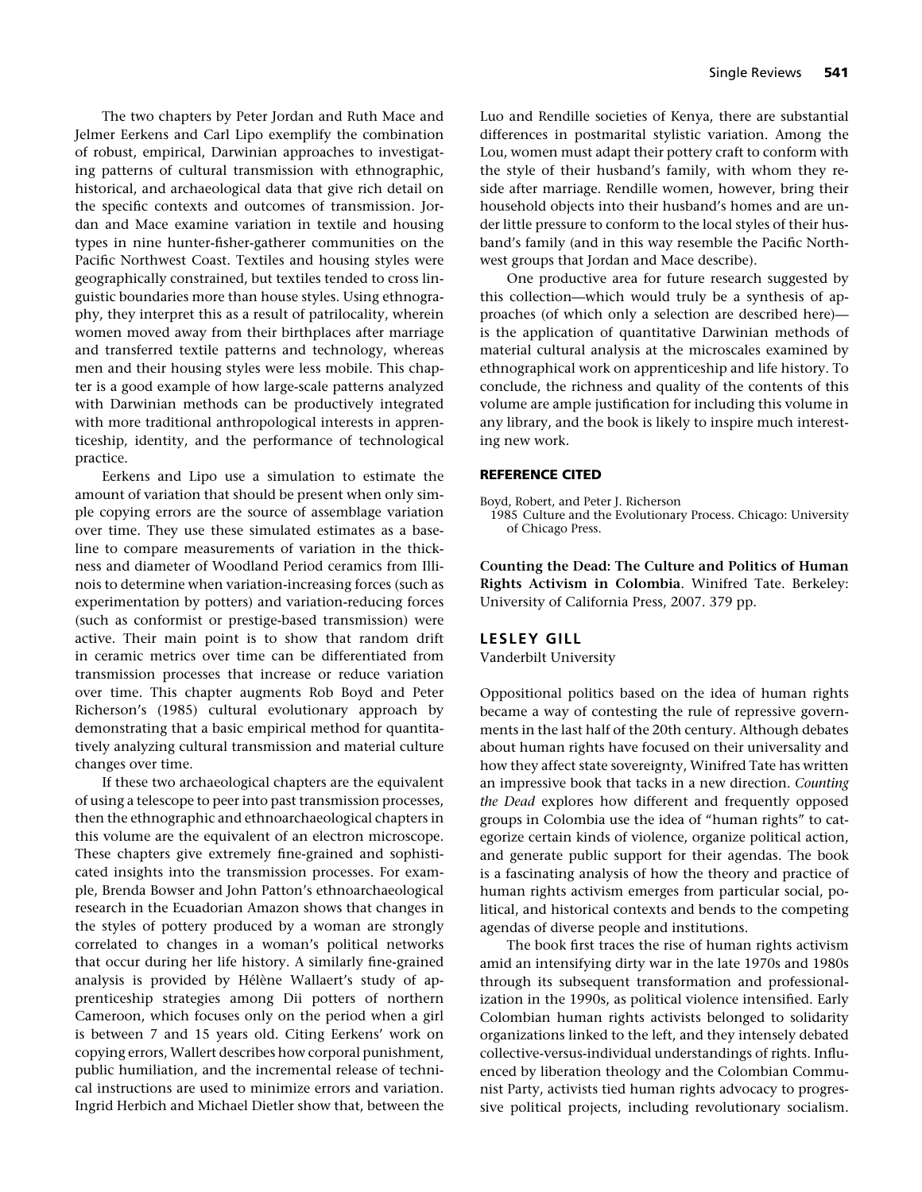The two chapters by Peter Jordan and Ruth Mace and Jelmer Eerkens and Carl Lipo exemplify the combination of robust, empirical, Darwinian approaches to investigating patterns of cultural transmission with ethnographic, historical, and archaeological data that give rich detail on the specific contexts and outcomes of transmission. Jordan and Mace examine variation in textile and housing types in nine hunter-fisher-gatherer communities on the Pacific Northwest Coast. Textiles and housing styles were geographically constrained, but textiles tended to cross linguistic boundaries more than house styles. Using ethnography, they interpret this as a result of patrilocality, wherein women moved away from their birthplaces after marriage and transferred textile patterns and technology, whereas men and their housing styles were less mobile. This chapter is a good example of how large-scale patterns analyzed with Darwinian methods can be productively integrated with more traditional anthropological interests in apprenticeship, identity, and the performance of technological practice.

Eerkens and Lipo use a simulation to estimate the amount of variation that should be present when only simple copying errors are the source of assemblage variation over time. They use these simulated estimates as a baseline to compare measurements of variation in the thickness and diameter of Woodland Period ceramics from Illinois to determine when variation-increasing forces (such as experimentation by potters) and variation-reducing forces (such as conformist or prestige-based transmission) were active. Their main point is to show that random drift in ceramic metrics over time can be differentiated from transmission processes that increase or reduce variation over time. This chapter augments Rob Boyd and Peter Richerson's (1985) cultural evolutionary approach by demonstrating that a basic empirical method for quantitatively analyzing cultural transmission and material culture changes over time.

If these two archaeological chapters are the equivalent of using a telescope to peer into past transmission processes, then the ethnographic and ethnoarchaeological chapters in this volume are the equivalent of an electron microscope. These chapters give extremely fine-grained and sophisticated insights into the transmission processes. For example, Brenda Bowser and John Patton's ethnoarchaeological research in the Ecuadorian Amazon shows that changes in the styles of pottery produced by a woman are strongly correlated to changes in a woman's political networks that occur during her life history. A similarly fine-grained analysis is provided by Hélène Wallaert's study of apprenticeship strategies among Dii potters of northern Cameroon, which focuses only on the period when a girl is between 7 and 15 years old. Citing Eerkens' work on copying errors, Wallert describes how corporal punishment, public humiliation, and the incremental release of technical instructions are used to minimize errors and variation. Ingrid Herbich and Michael Dietler show that, between the Luo and Rendille societies of Kenya, there are substantial differences in postmarital stylistic variation. Among the Lou, women must adapt their pottery craft to conform with the style of their husband's family, with whom they reside after marriage. Rendille women, however, bring their household objects into their husband's homes and are under little pressure to conform to the local styles of their husband's family (and in this way resemble the Pacific Northwest groups that Jordan and Mace describe).

One productive area for future research suggested by this collection—which would truly be a synthesis of approaches (of which only a selection are described here)—is the application of quantitative Darwinian methods of material cultural analysis at the microscales examined by ethnographical work on apprenticeship and life history. To conclude, the richness and quality of the contents of this volume are ample justification for including this volume in any library, and the book is likely to inspire much interesting new work.

### REFERENCE CITED

Boyd, Robert, and Peter J. Richerson
1985 Culture and the Evolutionary Process. Chicago: University of Chicago Press.

**Counting the Dead: The Culture and Politics of Human Rights Activism in Colombia**. Winifred Tate. Berkeley: University of California Press, 2007. 379 pp.

## LESLEY GILL

Vanderbilt University

Oppositional politics based on the idea of human rights became a way of contesting the rule of repressive governments in the last half of the 20th century. Although debates about human rights have focused on their universality and how they affect state sovereignty, Winifred Tate has written an impressive book that tacks in a new direction. *Counting the Dead* explores how different and frequently opposed groups in Colombia use the idea of "human rights" to categorize certain kinds of violence, organize political action, and generate public support for their agendas. The book is a fascinating analysis of how the theory and practice of human rights activism emerges from particular social, political, and historical contexts and bends to the competing agendas of diverse people and institutions.

The book first traces the rise of human rights activism amid an intensifying dirty war in the late 1970s and 1980s through its subsequent transformation and professionalization in the 1990s, as political violence intensified. Early Colombian human rights activists belonged to solidarity organizations linked to the left, and they intensely debated collective-versus-individual understandings of rights. Influenced by liberation theology and the Colombian Communist Party, activists tied human rights advocacy to progressive political projects, including revolutionary socialism.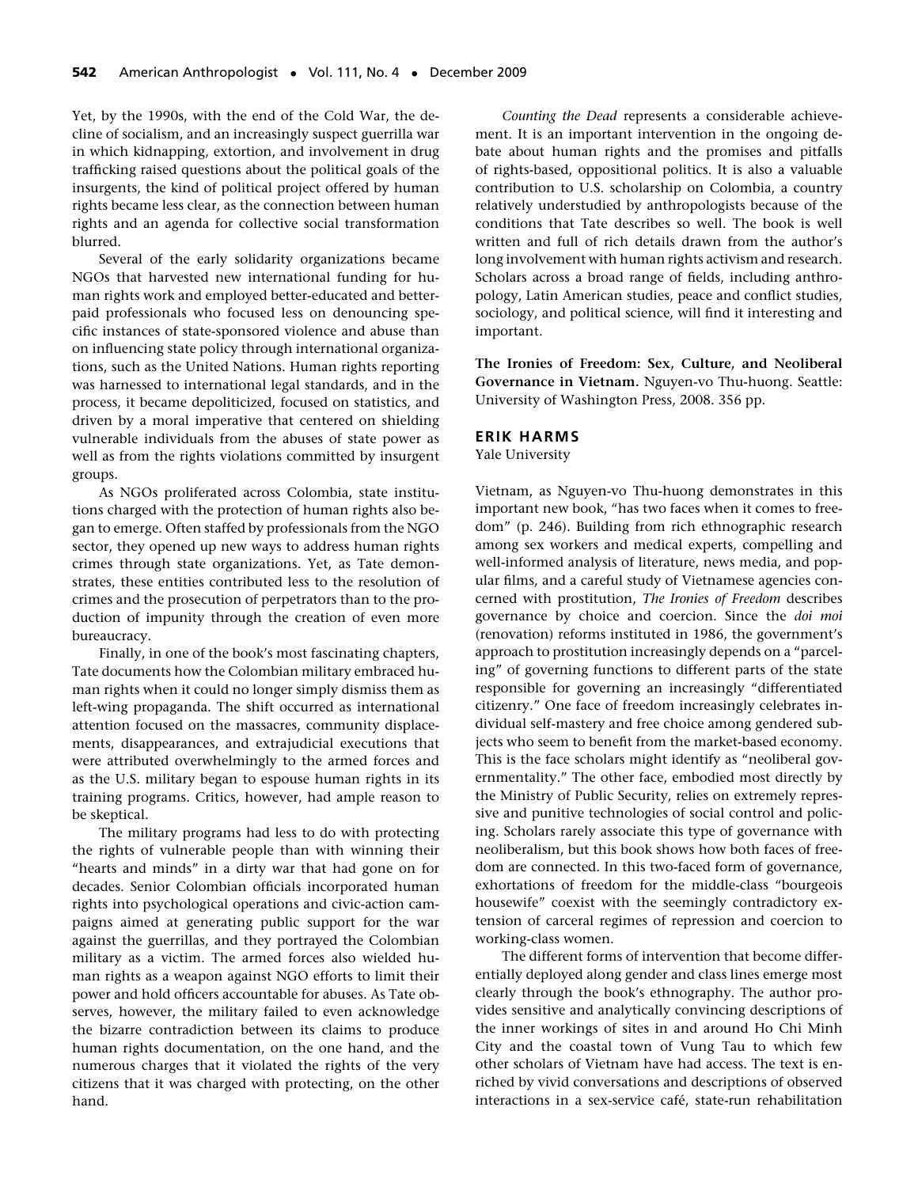Yet, by the 1990s, with the end of the Cold War, the decline of socialism, and an increasingly suspect guerrilla war in which kidnapping, extortion, and involvement in drug trafficking raised questions about the political goals of the insurgents, the kind of political project offered by human rights became less clear, as the connection between human rights and an agenda for collective social transformation blurred.

Several of the early solidarity organizations became NGOs that harvested new international funding for human rights work and employed better-educated and better-paid professionals who focused less on denouncing specific instances of state-sponsored violence and abuse than on influencing state policy through international organizations, such as the United Nations. Human rights reporting was harnessed to international legal standards, and in the process, it became depoliticized, focused on statistics, and driven by a moral imperative that centered on shielding vulnerable individuals from the abuses of state power as well as from the rights violations committed by insurgent groups.

As NGOs proliferated across Colombia, state institutions charged with the protection of human rights also began to emerge. Often staffed by professionals from the NGO sector, they opened up new ways to address human rights crimes through state organizations. Yet, as Tate demonstrates, these entities contributed less to the resolution of crimes and the prosecution of perpetrators than to the production of impunity through the creation of even more bureaucracy.

Finally, in one of the book's most fascinating chapters, Tate documents how the Colombian military embraced human rights when it could no longer simply dismiss them as left-wing propaganda. The shift occurred as international attention focused on the massacres, community displacements, disappearances, and extrajudicial executions that were attributed overwhelmingly to the armed forces and as the U.S. military began to espouse human rights in its training programs. Critics, however, had ample reason to be skeptical.

The military programs had less to do with protecting the rights of vulnerable people than with winning their "hearts and minds" in a dirty war that had gone on for decades. Senior Colombian officials incorporated human rights into psychological operations and civic-action campaigns aimed at generating public support for the war against the guerrillas, and they portrayed the Colombian military as a victim. The armed forces also wielded human rights as a weapon against NGO efforts to limit their power and hold officers accountable for abuses. As Tate observes, however, the military failed to even acknowledge the bizarre contradiction between its claims to produce human rights documentation, on the one hand, and the numerous charges that it violated the rights of the very citizens that it was charged with protecting, on the other hand.

*Counting the Dead* represents a considerable achievement. It is an important intervention in the ongoing debate about human rights and the promises and pitfalls of rights-based, oppositional politics. It is also a valuable contribution to U.S. scholarship on Colombia, a country relatively understudied by anthropologists because of the conditions that Tate describes so well. The book is well written and full of rich details drawn from the author's long involvement with human rights activism and research. Scholars across a broad range of fields, including anthropology, Latin American studies, peace and conflict studies, sociology, and political science, will find it interesting and important.

**The Ironies of Freedom: Sex, Culture, and Neoliberal Governance in Vietnam.** Nguyen-vo Thu-huong. Seattle: University of Washington Press, 2008. 356 pp.

### ERIK HARMS

Yale University

Vietnam, as Nguyen-vo Thu-huong demonstrates in this important new book, "has two faces when it comes to freedom" (p. 246). Building from rich ethnographic research among sex workers and medical experts, compelling and well-informed analysis of literature, news media, and popular films, and a careful study of Vietnamese agencies concerned with prostitution, *The Ironies of Freedom* describes governance by choice and coercion. Since the *doi moi* (renovation) reforms instituted in 1986, the government's approach to prostitution increasingly depends on a "parceling" of governing functions to different parts of the state responsible for governing an increasingly "differentiated citizenry." One face of freedom increasingly celebrates individual self-mastery and free choice among gendered subjects who seem to benefit from the market-based economy. This is the face scholars might identify as "neoliberal governmentality." The other face, embodied most directly by the Ministry of Public Security, relies on extremely repressive and punitive technologies of social control and policing. Scholars rarely associate this type of governance with neoliberalism, but this book shows how both faces of freedom are connected. In this two-faced form of governance, exhortations of freedom for the middle-class "bourgeois housewife" coexist with the seemingly contradictory extension of carceral regimes of repression and coercion to working-class women.

The different forms of intervention that become differentially deployed along gender and class lines emerge most clearly through the book's ethnography. The author provides sensitive and analytically convincing descriptions of the inner workings of sites in and around Ho Chi Minh City and the coastal town of Vung Tau to which few other scholars of Vietnam have had access. The text is enriched by vivid conversations and descriptions of observed interactions in a sex-service café, state-run rehabilitation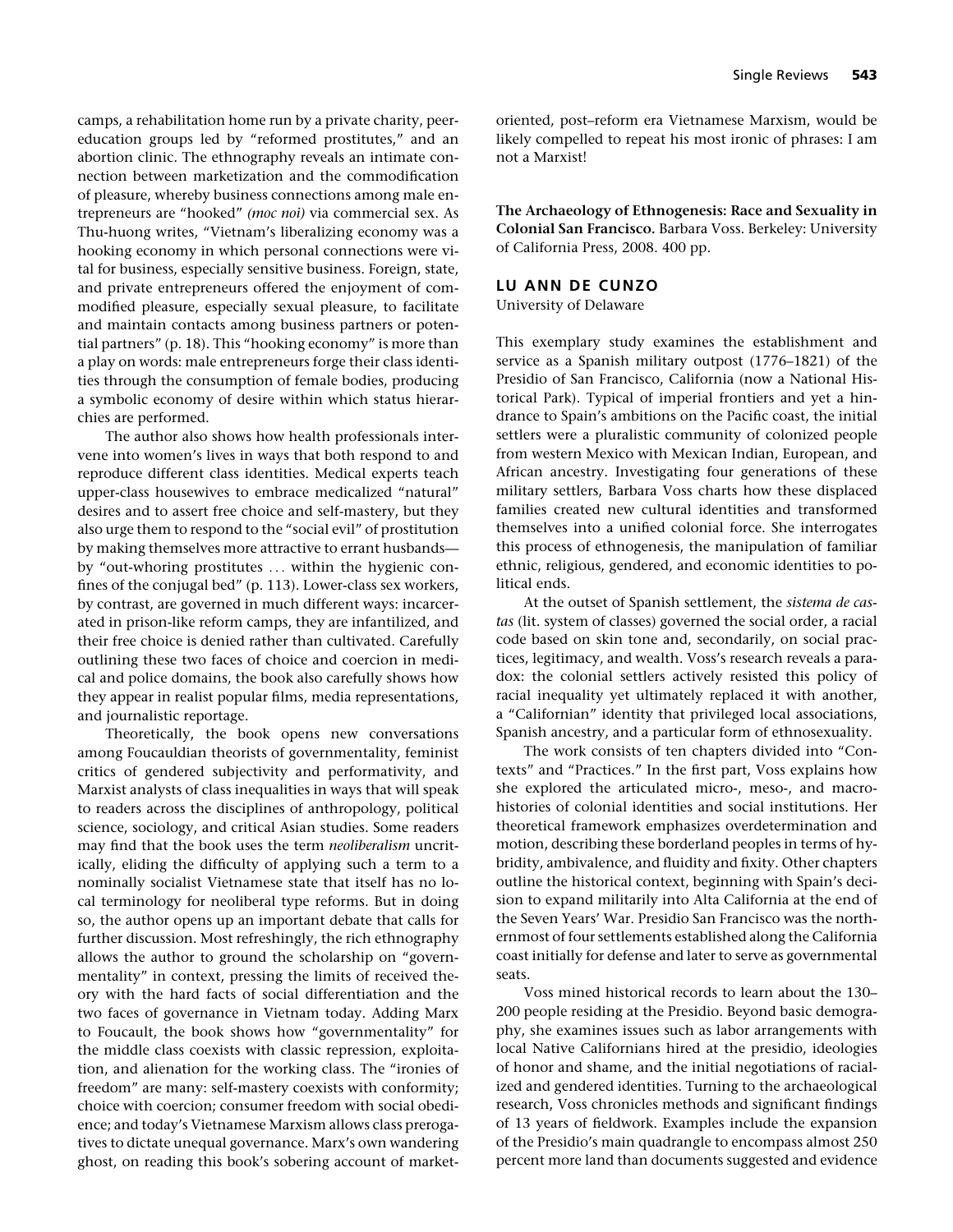camps, a rehabilitation home run by a private charity, peer-education groups led by "reformed prostitutes," and an abortion clinic. The ethnography reveals an intimate connection between marketization and the commodification of pleasure, whereby business connections among male entrepreneurs are "hooked" *(moc noi)* via commercial sex. As Thu-huong writes, "Vietnam's liberalizing economy was a hooking economy in which personal connections were vital for business, especially sensitive business. Foreign, state, and private entrepreneurs offered the enjoyment of commodified pleasure, especially sexual pleasure, to facilitate and maintain contacts among business partners or potential partners" (p. 18). This "hooking economy" is more than a play on words: male entrepreneurs forge their class identities through the consumption of female bodies, producing a symbolic economy of desire within which status hierarchies are performed.

The author also shows how health professionals intervene into women's lives in ways that both respond to and reproduce different class identities. Medical experts teach upper-class housewives to embrace medicalized "natural" desires and to assert free choice and self-mastery, but they also urge them to respond to the "social evil" of prostitution by making themselves more attractive to errant husbands—by "out-whoring prostitutes ... within the hygienic confines of the conjugal bed" (p. 113). Lower-class sex workers, by contrast, are governed in much different ways: incarcerated in prison-like reform camps, they are infantilized, and their free choice is denied rather than cultivated. Carefully outlining these two faces of choice and coercion in medical and police domains, the book also carefully shows how they appear in realist popular films, media representations, and journalistic reportage.

Theoretically, the book opens new conversations among Foucauldian theorists of governmentality, feminist critics of gendered subjectivity and performativity, and Marxist analysts of class inequalities in ways that will speak to readers across the disciplines of anthropology, political science, sociology, and critical Asian studies. Some readers may find that the book uses the term *neoliberalism* uncritically, eliding the difficulty of applying such a term to a nominally socialist Vietnamese state that itself has no local terminology for neoliberal type reforms. But in doing so, the author opens up an important debate that calls for further discussion. Most refreshingly, the rich ethnography allows the author to ground the scholarship on "governmentality" in context, pressing the limits of received theory with the hard facts of social differentiation and the two faces of governance in Vietnam today. Adding Marx to Foucault, the book shows how "governmentality" for the middle class coexists with classic repression, exploitation, and alienation for the working class. The "ironies of freedom" are many: self-mastery coexists with conformity; choice with coercion; consumer freedom with social obedience; and today's Vietnamese Marxism allows class prerogatives to dictate unequal governance. Marx's own wandering ghost, on reading this book's sobering account of market-oriented, post–reform era Vietnamese Marxism, would be likely compelled to repeat his most ironic of phrases: I am not a Marxist!

**The Archaeology of Ethnogenesis: Race and Sexuality in Colonial San Francisco.** Barbara Voss. Berkeley: University of California Press, 2008. 400 pp.

### LU ANN DE CUNZO

University of Delaware

This exemplary study examines the establishment and service as a Spanish military outpost (1776–1821) of the Presidio of San Francisco, California (now a National Historical Park). Typical of imperial frontiers and yet a hindrance to Spain's ambitions on the Pacific coast, the initial settlers were a pluralistic community of colonized people from western Mexico with Mexican Indian, European, and African ancestry. Investigating four generations of these military settlers, Barbara Voss charts how these displaced families created new cultural identities and transformed themselves into a unified colonial force. She interrogates this process of ethnogenesis, the manipulation of familiar ethnic, religious, gendered, and economic identities to political ends.

At the outset of Spanish settlement, the *sistema de castas* (lit. system of classes) governed the social order, a racial code based on skin tone and, secondarily, on social practices, legitimacy, and wealth. Voss's research reveals a paradox: the colonial settlers actively resisted this policy of racial inequality yet ultimately replaced it with another, a "Californian" identity that privileged local associations, Spanish ancestry, and a particular form of ethnosexuality.

The work consists of ten chapters divided into "Contexts" and "Practices." In the first part, Voss explains how she explored the articulated micro-, meso-, and macrohistories of colonial identities and social institutions. Her theoretical framework emphasizes overdetermination and motion, describing these borderland peoples in terms of hybridity, ambivalence, and fluidity and fixity. Other chapters outline the historical context, beginning with Spain's decision to expand militarily into Alta California at the end of the Seven Years' War. Presidio San Francisco was the northernmost of four settlements established along the California coast initially for defense and later to serve as governmental seats.

Voss mined historical records to learn about the 130–200 people residing at the Presidio. Beyond basic demography, she examines issues such as labor arrangements with local Native Californians hired at the presidio, ideologies of honor and shame, and the initial negotiations of racialized and gendered identities. Turning to the archaeological research, Voss chronicles methods and significant findings of 13 years of fieldwork. Examples include the expansion of the Presidio's main quadrangle to encompass almost 250 percent more land than documents suggested and evidence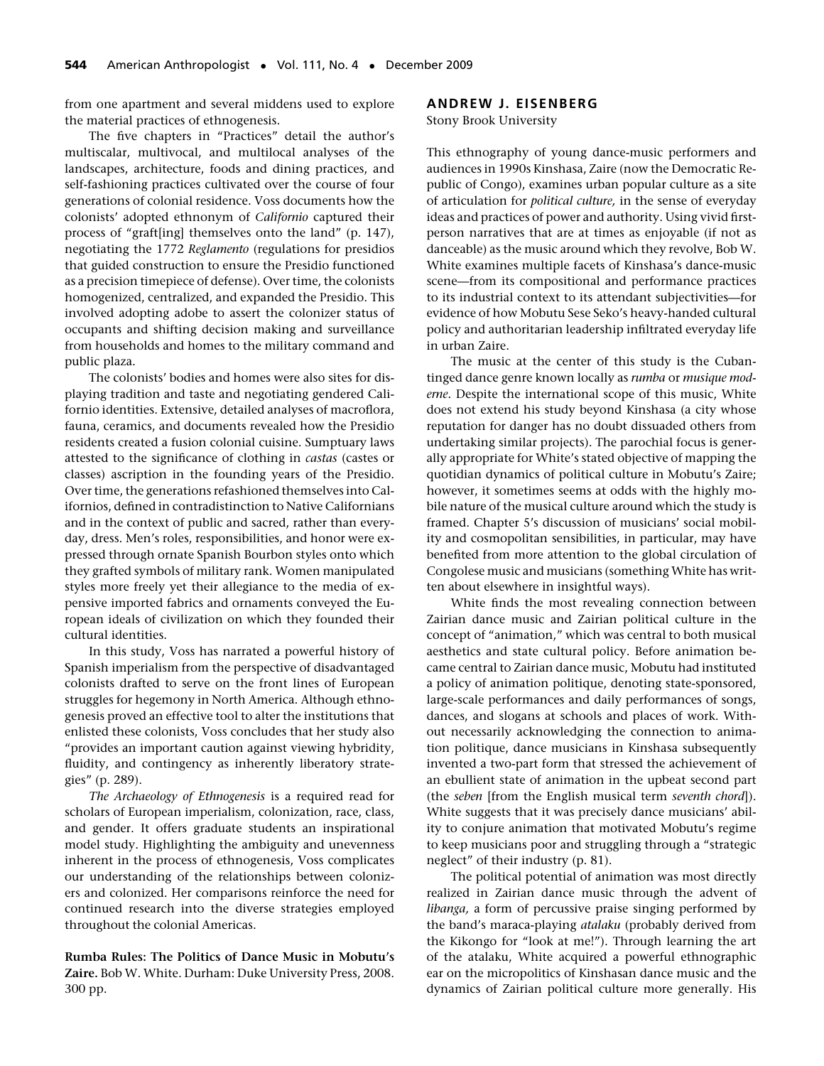from one apartment and several middens used to explore the material practices of ethnogenesis.

The five chapters in "Practices" detail the author's multiscalar, multivocal, and multilocal analyses of the landscapes, architecture, foods and dining practices, and self-fashioning practices cultivated over the course of four generations of colonial residence. Voss documents how the colonists' adopted ethnonym of *Californio* captured their process of "graft[ing] themselves onto the land" (p. 147), negotiating the 1772 *Reglamento* (regulations for presidios that guided construction to ensure the Presidio functioned as a precision timepiece of defense). Over time, the colonists homogenized, centralized, and expanded the Presidio. This involved adopting adobe to assert the colonizer status of occupants and shifting decision making and surveillance from households and homes to the military command and public plaza.

The colonists' bodies and homes were also sites for displaying tradition and taste and negotiating gendered Californio identities. Extensive, detailed analyses of macroflora, fauna, ceramics, and documents revealed how the Presidio residents created a fusion colonial cuisine. Sumptuary laws attested to the significance of clothing in *castas* (castes or classes) ascription in the founding years of the Presidio. Over time, the generations refashioned themselves into Californios, defined in contradistinction to Native Californians and in the context of public and sacred, rather than everyday, dress. Men's roles, responsibilities, and honor were expressed through ornate Spanish Bourbon styles onto which they grafted symbols of military rank. Women manipulated styles more freely yet their allegiance to the media of expensive imported fabrics and ornaments conveyed the European ideals of civilization on which they founded their cultural identities.

In this study, Voss has narrated a powerful history of Spanish imperialism from the perspective of disadvantaged colonists drafted to serve on the front lines of European struggles for hegemony in North America. Although ethnogenesis proved an effective tool to alter the institutions that enlisted these colonists, Voss concludes that her study also "provides an important caution against viewing hybridity, fluidity, and contingency as inherently liberatory strategies" (p. 289).

*The Archaeology of Ethnogenesis* is a required read for scholars of European imperialism, colonization, race, class, and gender. It offers graduate students an inspirational model study. Highlighting the ambiguity and unevenness inherent in the process of ethnogenesis, Voss complicates our understanding of the relationships between colonizers and colonized. Her comparisons reinforce the need for continued research into the diverse strategies employed throughout the colonial Americas.

**Rumba Rules: The Politics of Dance Music in Mobutu's Zaire.** Bob W. White. Durham: Duke University Press, 2008. 300 pp.

**ANDREW J. EISENBERG**
Stony Brook University

This ethnography of young dance-music performers and audiences in 1990s Kinshasa, Zaire (now the Democratic Republic of Congo), examines urban popular culture as a site of articulation for *political culture,* in the sense of everyday ideas and practices of power and authority. Using vivid first-person narratives that are at times as enjoyable (if not as danceable) as the music around which they revolve, Bob W. White examines multiple facets of Kinshasa's dance-music scene—from its compositional and performance practices to its industrial context to its attendant subjectivities—for evidence of how Mobutu Sese Seko's heavy-handed cultural policy and authoritarian leadership infiltrated everyday life in urban Zaire.

The music at the center of this study is the Cuban-tinged dance genre known locally as *rumba* or *musique moderne*. Despite the international scope of this music, White does not extend his study beyond Kinshasa (a city whose reputation for danger has no doubt dissuaded others from undertaking similar projects). The parochial focus is generally appropriate for White's stated objective of mapping the quotidian dynamics of political culture in Mobutu's Zaire; however, it sometimes seems at odds with the highly mobile nature of the musical culture around which the study is framed. Chapter 5's discussion of musicians' social mobility and cosmopolitan sensibilities, in particular, may have benefited from more attention to the global circulation of Congolese music and musicians (something White has written about elsewhere in insightful ways).

White finds the most revealing connection between Zairian dance music and Zairian political culture in the concept of "animation," which was central to both musical aesthetics and state cultural policy. Before animation became central to Zairian dance music, Mobutu had instituted a policy of animation politique, denoting state-sponsored, large-scale performances and daily performances of songs, dances, and slogans at schools and places of work. Without necessarily acknowledging the connection to animation politique, dance musicians in Kinshasa subsequently invented a two-part form that stressed the achievement of an ebullient state of animation in the upbeat second part (the *seben* [from the English musical term *seventh chord*]). White suggests that it was precisely dance musicians' ability to conjure animation that motivated Mobutu's regime to keep musicians poor and struggling through a "strategic neglect" of their industry (p. 81).

The political potential of animation was most directly realized in Zairian dance music through the advent of *libanga,* a form of percussive praise singing performed by the band's maraca-playing *atalaku* (probably derived from the Kikongo for "look at me!"). Through learning the art of the atalaku, White acquired a powerful ethnographic ear on the micropolitics of Kinshasan dance music and the dynamics of Zairian political culture more generally. His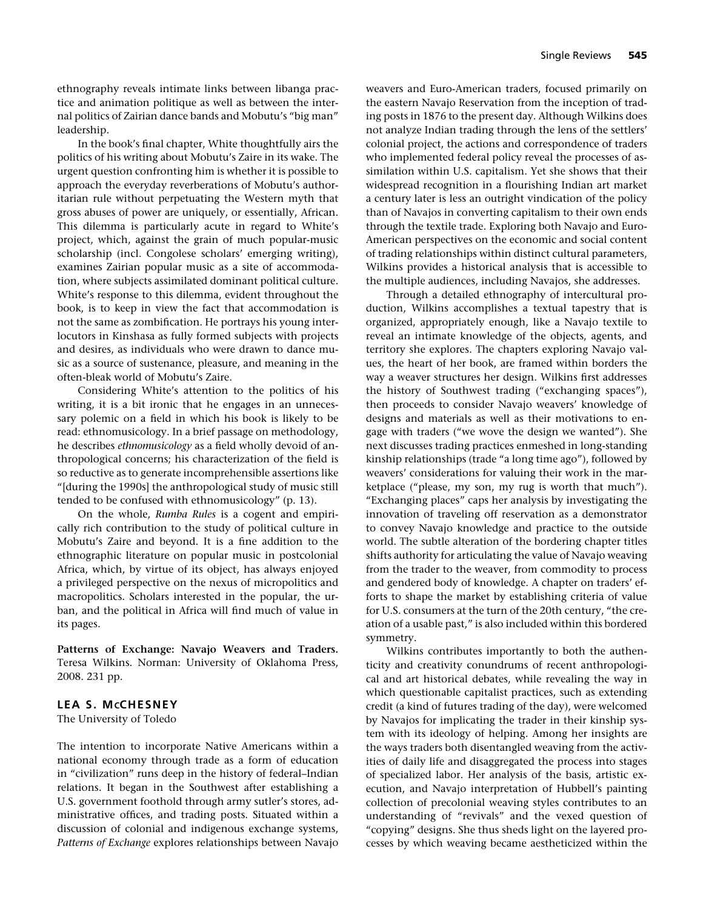ethnography reveals intimate links between libanga practice and animation politique as well as between the internal politics of Zairian dance bands and Mobutu's "big man" leadership.

In the book's final chapter, White thoughtfully airs the politics of his writing about Mobutu's Zaire in its wake. The urgent question confronting him is whether it is possible to approach the everyday reverberations of Mobutu's authoritarian rule without perpetuating the Western myth that gross abuses of power are uniquely, or essentially, African. This dilemma is particularly acute in regard to White's project, which, against the grain of much popular-music scholarship (incl. Congolese scholars' emerging writing), examines Zairian popular music as a site of accommodation, where subjects assimilated dominant political culture. White's response to this dilemma, evident throughout the book, is to keep in view the fact that accommodation is not the same as zombification. He portrays his young interlocutors in Kinshasa as fully formed subjects with projects and desires, as individuals who were drawn to dance music as a source of sustenance, pleasure, and meaning in the often-bleak world of Mobutu's Zaire.

Considering White's attention to the politics of his writing, it is a bit ironic that he engages in an unnecessary polemic on a field in which his book is likely to be read: ethnomusicology. In a brief passage on methodology, he describes *ethnomusicology* as a field wholly devoid of anthropological concerns; his characterization of the field is so reductive as to generate incomprehensible assertions like "[during the 1990s] the anthropological study of music still tended to be confused with ethnomusicology" (p. 13).

On the whole, *Rumba Rules* is a cogent and empirically rich contribution to the study of political culture in Mobutu's Zaire and beyond. It is a fine addition to the ethnographic literature on popular music in postcolonial Africa, which, by virtue of its object, has always enjoyed a privileged perspective on the nexus of micropolitics and macropolitics. Scholars interested in the popular, the urban, and the political in Africa will find much of value in its pages.

**Patterns of Exchange: Navajo Weavers and Traders.** Teresa Wilkins. Norman: University of Oklahoma Press, 2008. 231 pp.

**LEA S. McCHESNEY**

The University of Toledo

The intention to incorporate Native Americans within a national economy through trade as a form of education in "civilization" runs deep in the history of federal–Indian relations. It began in the Southwest after establishing a U.S. government foothold through army sutler's stores, administrative offices, and trading posts. Situated within a discussion of colonial and indigenous exchange systems, *Patterns of Exchange* explores relationships between Navajo weavers and Euro-American traders, focused primarily on the eastern Navajo Reservation from the inception of trading posts in 1876 to the present day. Although Wilkins does not analyze Indian trading through the lens of the settlers' colonial project, the actions and correspondence of traders who implemented federal policy reveal the processes of assimilation within U.S. capitalism. Yet she shows that their widespread recognition in a flourishing Indian art market a century later is less an outright vindication of the policy than of Navajos in converting capitalism to their own ends through the textile trade. Exploring both Navajo and Euro-American perspectives on the economic and social content of trading relationships within distinct cultural parameters, Wilkins provides a historical analysis that is accessible to the multiple audiences, including Navajos, she addresses.

Through a detailed ethnography of intercultural production, Wilkins accomplishes a textual tapestry that is organized, appropriately enough, like a Navajo textile to reveal an intimate knowledge of the objects, agents, and territory she explores. The chapters exploring Navajo values, the heart of her book, are framed within borders the way a weaver structures her design. Wilkins first addresses the history of Southwest trading ("exchanging spaces"), then proceeds to consider Navajo weavers' knowledge of designs and materials as well as their motivations to engage with traders ("we wove the design we wanted"). She next discusses trading practices enmeshed in long-standing kinship relationships (trade "a long time ago"), followed by weavers' considerations for valuing their work in the marketplace ("please, my son, my rug is worth that much"). "Exchanging places" caps her analysis by investigating the innovation of traveling off reservation as a demonstrator to convey Navajo knowledge and practice to the outside world. The subtle alteration of the bordering chapter titles shifts authority for articulating the value of Navajo weaving from the trader to the weaver, from commodity to process and gendered body of knowledge. A chapter on traders' efforts to shape the market by establishing criteria of value for U.S. consumers at the turn of the 20th century, "the creation of a usable past," is also included within this bordered symmetry.

Wilkins contributes importantly to both the authenticity and creativity conundrums of recent anthropological and art historical debates, while revealing the way in which questionable capitalist practices, such as extending credit (a kind of futures trading of the day), were welcomed by Navajos for implicating the trader in their kinship system with its ideology of helping. Among her insights are the ways traders both disentangled weaving from the activities of daily life and disaggregated the process into stages of specialized labor. Her analysis of the basis, artistic execution, and Navajo interpretation of Hubbell's painting collection of precolonial weaving styles contributes to an understanding of "revivals" and the vexed question of "copying" designs. She thus sheds light on the layered processes by which weaving became aestheticized within the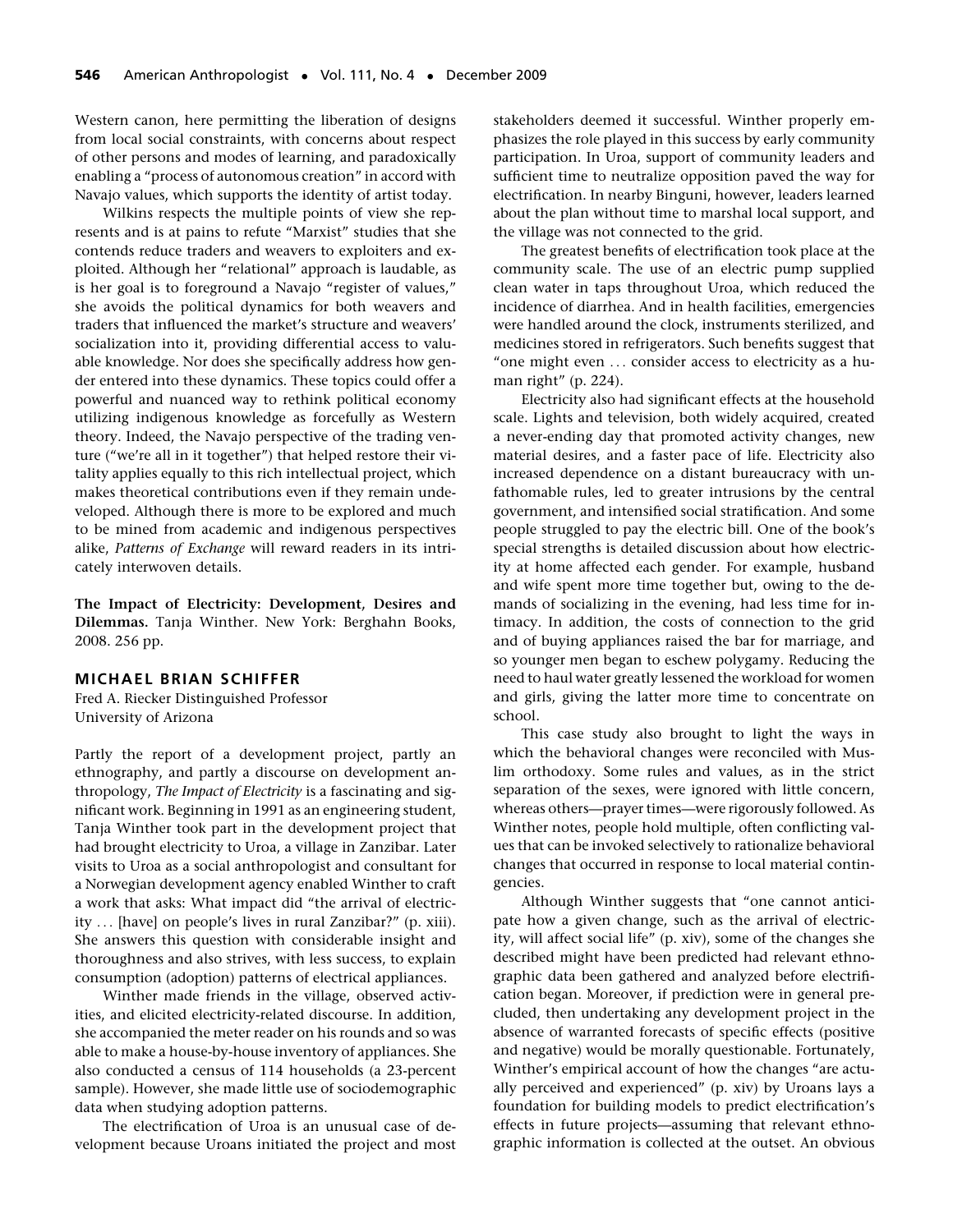Western canon, here permitting the liberation of designs from local social constraints, with concerns about respect of other persons and modes of learning, and paradoxically enabling a "process of autonomous creation" in accord with Navajo values, which supports the identity of artist today.

Wilkins respects the multiple points of view she represents and is at pains to refute "Marxist" studies that she contends reduce traders and weavers to exploiters and exploited. Although her "relational" approach is laudable, as is her goal is to foreground a Navajo "register of values," she avoids the political dynamics for both weavers and traders that influenced the market's structure and weavers' socialization into it, providing differential access to valuable knowledge. Nor does she specifically address how gender entered into these dynamics. These topics could offer a powerful and nuanced way to rethink political economy utilizing indigenous knowledge as forcefully as Western theory. Indeed, the Navajo perspective of the trading venture ("we're all in it together") that helped restore their vitality applies equally to this rich intellectual project, which makes theoretical contributions even if they remain undeveloped. Although there is more to be explored and much to be mined from academic and indigenous perspectives alike, *Patterns of Exchange* will reward readers in its intricately interwoven details.

**The Impact of Electricity: Development, Desires and Dilemmas.** Tanja Winther. New York: Berghahn Books, 2008. 256 pp.

### MICHAEL BRIAN SCHIFFER

Fred A. Riecker Distinguished Professor
University of Arizona

Partly the report of a development project, partly an ethnography, and partly a discourse on development anthropology, *The Impact of Electricity* is a fascinating and significant work. Beginning in 1991 as an engineering student, Tanja Winther took part in the development project that had brought electricity to Uroa, a village in Zanzibar. Later visits to Uroa as a social anthropologist and consultant for a Norwegian development agency enabled Winther to craft a work that asks: What impact did "the arrival of electricity ... [have] on people's lives in rural Zanzibar?" (p. xiii). She answers this question with considerable insight and thoroughness and also strives, with less success, to explain consumption (adoption) patterns of electrical appliances.

Winther made friends in the village, observed activities, and elicited electricity-related discourse. In addition, she accompanied the meter reader on his rounds and so was able to make a house-by-house inventory of appliances. She also conducted a census of 114 households (a 23-percent sample). However, she made little use of sociodemographic data when studying adoption patterns.

The electrification of Uroa is an unusual case of development because Uroans initiated the project and most stakeholders deemed it successful. Winther properly emphasizes the role played in this success by early community participation. In Uroa, support of community leaders and sufficient time to neutralize opposition paved the way for electrification. In nearby Binguni, however, leaders learned about the plan without time to marshal local support, and the village was not connected to the grid.

The greatest benefits of electrification took place at the community scale. The use of an electric pump supplied clean water in taps throughout Uroa, which reduced the incidence of diarrhea. And in health facilities, emergencies were handled around the clock, instruments sterilized, and medicines stored in refrigerators. Such benefits suggest that "one might even ... consider access to electricity as a human right" (p. 224).

Electricity also had significant effects at the household scale. Lights and television, both widely acquired, created a never-ending day that promoted activity changes, new material desires, and a faster pace of life. Electricity also increased dependence on a distant bureaucracy with unfathomable rules, led to greater intrusions by the central government, and intensified social stratification. And some people struggled to pay the electric bill. One of the book's special strengths is detailed discussion about how electricity at home affected each gender. For example, husband and wife spent more time together but, owing to the demands of socializing in the evening, had less time for intimacy. In addition, the costs of connection to the grid and of buying appliances raised the bar for marriage, and so younger men began to eschew polygamy. Reducing the need to haul water greatly lessened the workload for women and girls, giving the latter more time to concentrate on school.

This case study also brought to light the ways in which the behavioral changes were reconciled with Muslim orthodoxy. Some rules and values, as in the strict separation of the sexes, were ignored with little concern, whereas others—prayer times—were rigorously followed. As Winther notes, people hold multiple, often conflicting values that can be invoked selectively to rationalize behavioral changes that occurred in response to local material contingencies.

Although Winther suggests that "one cannot anticipate how a given change, such as the arrival of electricity, will affect social life" (p. xiv), some of the changes she described might have been predicted had relevant ethnographic data been gathered and analyzed before electrification began. Moreover, if prediction were in general precluded, then undertaking any development project in the absence of warranted forecasts of specific effects (positive and negative) would be morally questionable. Fortunately, Winther's empirical account of how the changes "are actually perceived and experienced" (p. xiv) by Uroans lays a foundation for building models to predict electrification's effects in future projects—assuming that relevant ethnographic information is collected at the outset. An obvious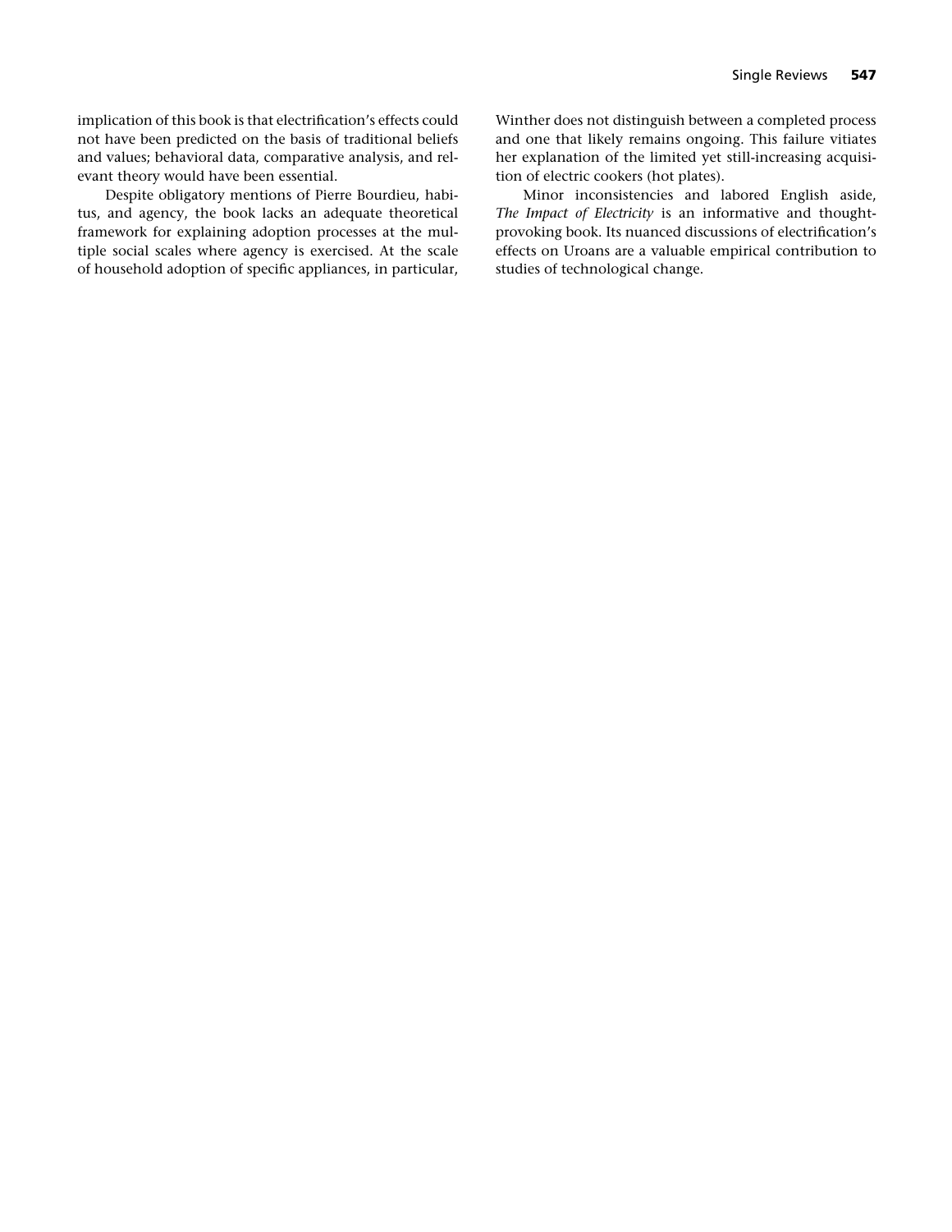implication of this book is that electrification's effects could not have been predicted on the basis of traditional beliefs and values; behavioral data, comparative analysis, and relevant theory would have been essential.

Despite obligatory mentions of Pierre Bourdieu, habitus, and agency, the book lacks an adequate theoretical framework for explaining adoption processes at the multiple social scales where agency is exercised. At the scale of household adoption of specific appliances, in particular, Winther does not distinguish between a completed process and one that likely remains ongoing. This failure vitiates her explanation of the limited yet still-increasing acquisition of electric cookers (hot plates).

Minor inconsistencies and labored English aside, *The Impact of Electricity* is an informative and thought-provoking book. Its nuanced discussions of electrification's effects on Uroans are a valuable empirical contribution to studies of technological change.